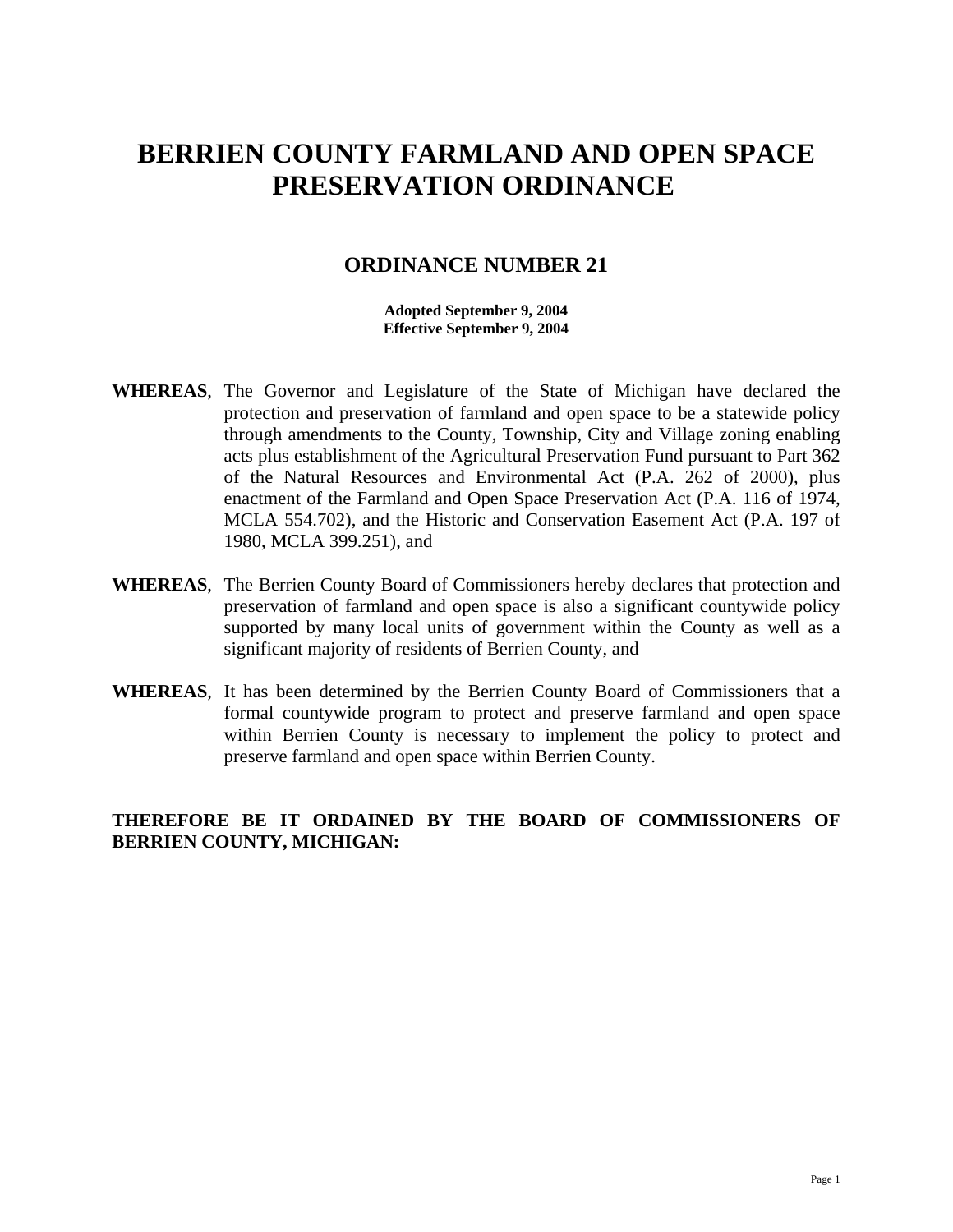# BERRIEN COUNTY FARMLAND AND OPEN SPACE PRESERVATION ORDINANCE

## ORDINANCE NUMBER 21

**Adopted September 9, 2004**
**Effective September 9, 2004**

**WHEREAS**, The Governor and Legislature of the State of Michigan have declared the protection and preservation of farmland and open space to be a statewide policy through amendments to the County, Township, City and Village zoning enabling acts plus establishment of the Agricultural Preservation Fund pursuant to Part 362 of the Natural Resources and Environmental Act (P.A. 262 of 2000), plus enactment of the Farmland and Open Space Preservation Act (P.A. 116 of 1974, MCLA 554.702), and the Historic and Conservation Easement Act (P.A. 197 of 1980, MCLA 399.251), and

**WHEREAS**, The Berrien County Board of Commissioners hereby declares that protection and preservation of farmland and open space is also a significant countywide policy supported by many local units of government within the County as well as a significant majority of residents of Berrien County, and

**WHEREAS**, It has been determined by the Berrien County Board of Commissioners that a formal countywide program to protect and preserve farmland and open space within Berrien County is necessary to implement the policy to protect and preserve farmland and open space within Berrien County.

**THEREFORE BE IT ORDAINED BY THE BOARD OF COMMISSIONERS OF BERRIEN COUNTY, MICHIGAN:**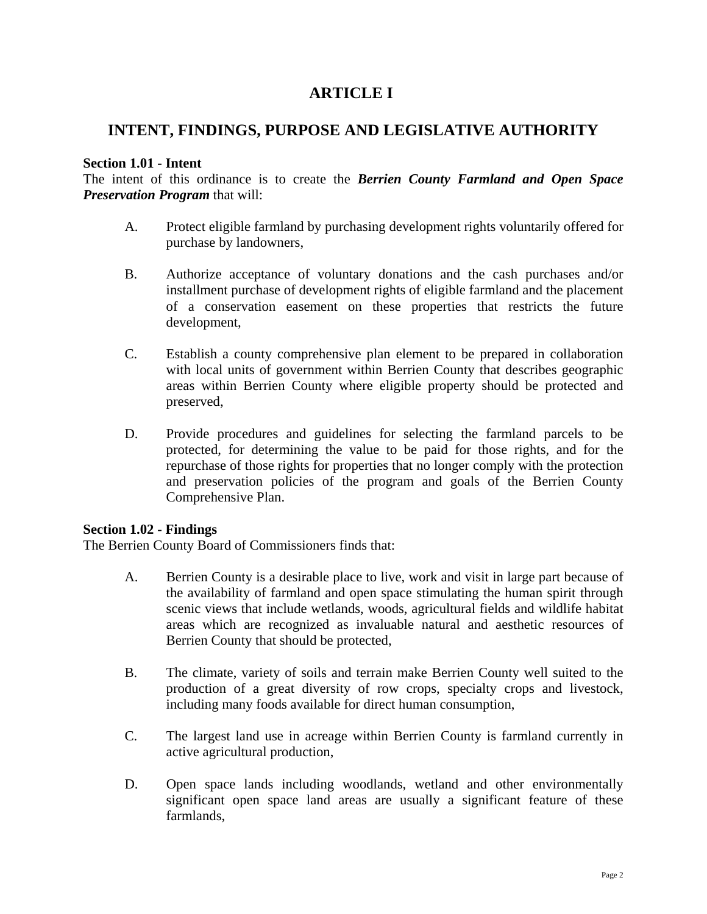# ARTICLE I

## INTENT, FINDINGS, PURPOSE AND LEGISLATIVE AUTHORITY

**Section 1.01 - Intent**
The intent of this ordinance is to create the ***Berrien County Farmland and Open Space Preservation Program*** that will:

A. Protect eligible farmland by purchasing development rights voluntarily offered for purchase by landowners,

B. Authorize acceptance of voluntary donations and the cash purchases and/or installment purchase of development rights of eligible farmland and the placement of a conservation easement on these properties that restricts the future development,

C. Establish a county comprehensive plan element to be prepared in collaboration with local units of government within Berrien County that describes geographic areas within Berrien County where eligible property should be protected and preserved,

D. Provide procedures and guidelines for selecting the farmland parcels to be protected, for determining the value to be paid for those rights, and for the repurchase of those rights for properties that no longer comply with the protection and preservation policies of the program and goals of the Berrien County Comprehensive Plan.

**Section 1.02 - Findings**
The Berrien County Board of Commissioners finds that:

A. Berrien County is a desirable place to live, work and visit in large part because of the availability of farmland and open space stimulating the human spirit through scenic views that include wetlands, woods, agricultural fields and wildlife habitat areas which are recognized as invaluable natural and aesthetic resources of Berrien County that should be protected,

B. The climate, variety of soils and terrain make Berrien County well suited to the production of a great diversity of row crops, specialty crops and livestock, including many foods available for direct human consumption,

C. The largest land use in acreage within Berrien County is farmland currently in active agricultural production,

D. Open space lands including woodlands, wetland and other environmentally significant open space land areas are usually a significant feature of these farmlands,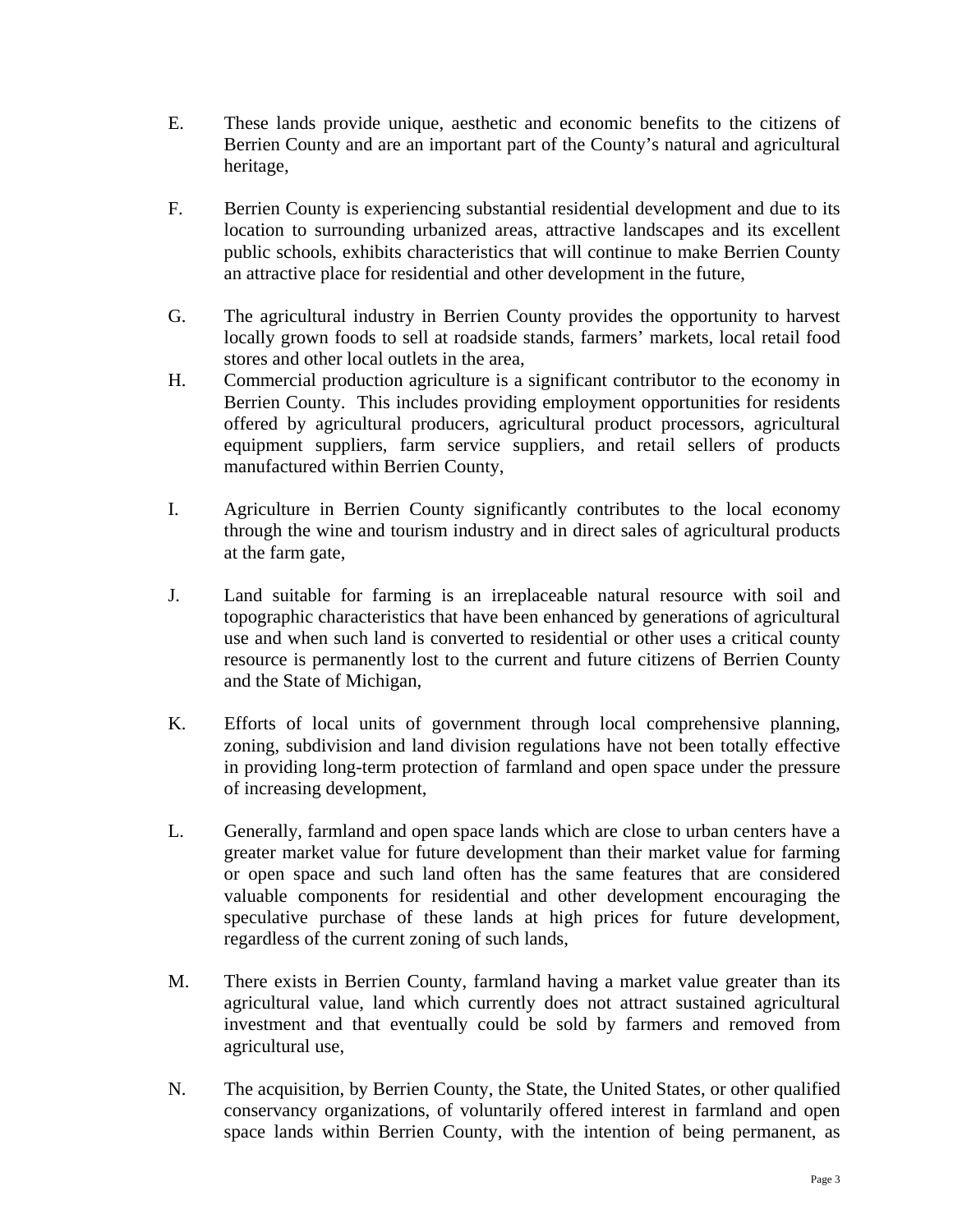E. These lands provide unique, aesthetic and economic benefits to the citizens of Berrien County and are an important part of the County's natural and agricultural heritage,

F. Berrien County is experiencing substantial residential development and due to its location to surrounding urbanized areas, attractive landscapes and its excellent public schools, exhibits characteristics that will continue to make Berrien County an attractive place for residential and other development in the future,

G. The agricultural industry in Berrien County provides the opportunity to harvest locally grown foods to sell at roadside stands, farmers' markets, local retail food stores and other local outlets in the area,

H. Commercial production agriculture is a significant contributor to the economy in Berrien County. This includes providing employment opportunities for residents offered by agricultural producers, agricultural product processors, agricultural equipment suppliers, farm service suppliers, and retail sellers of products manufactured within Berrien County,

I. Agriculture in Berrien County significantly contributes to the local economy through the wine and tourism industry and in direct sales of agricultural products at the farm gate,

J. Land suitable for farming is an irreplaceable natural resource with soil and topographic characteristics that have been enhanced by generations of agricultural use and when such land is converted to residential or other uses a critical county resource is permanently lost to the current and future citizens of Berrien County and the State of Michigan,

K. Efforts of local units of government through local comprehensive planning, zoning, subdivision and land division regulations have not been totally effective in providing long-term protection of farmland and open space under the pressure of increasing development,

L. Generally, farmland and open space lands which are close to urban centers have a greater market value for future development than their market value for farming or open space and such land often has the same features that are considered valuable components for residential and other development encouraging the speculative purchase of these lands at high prices for future development, regardless of the current zoning of such lands,

M. There exists in Berrien County, farmland having a market value greater than its agricultural value, land which currently does not attract sustained agricultural investment and that eventually could be sold by farmers and removed from agricultural use,

N. The acquisition, by Berrien County, the State, the United States, or other qualified conservancy organizations, of voluntarily offered interest in farmland and open space lands within Berrien County, with the intention of being permanent, as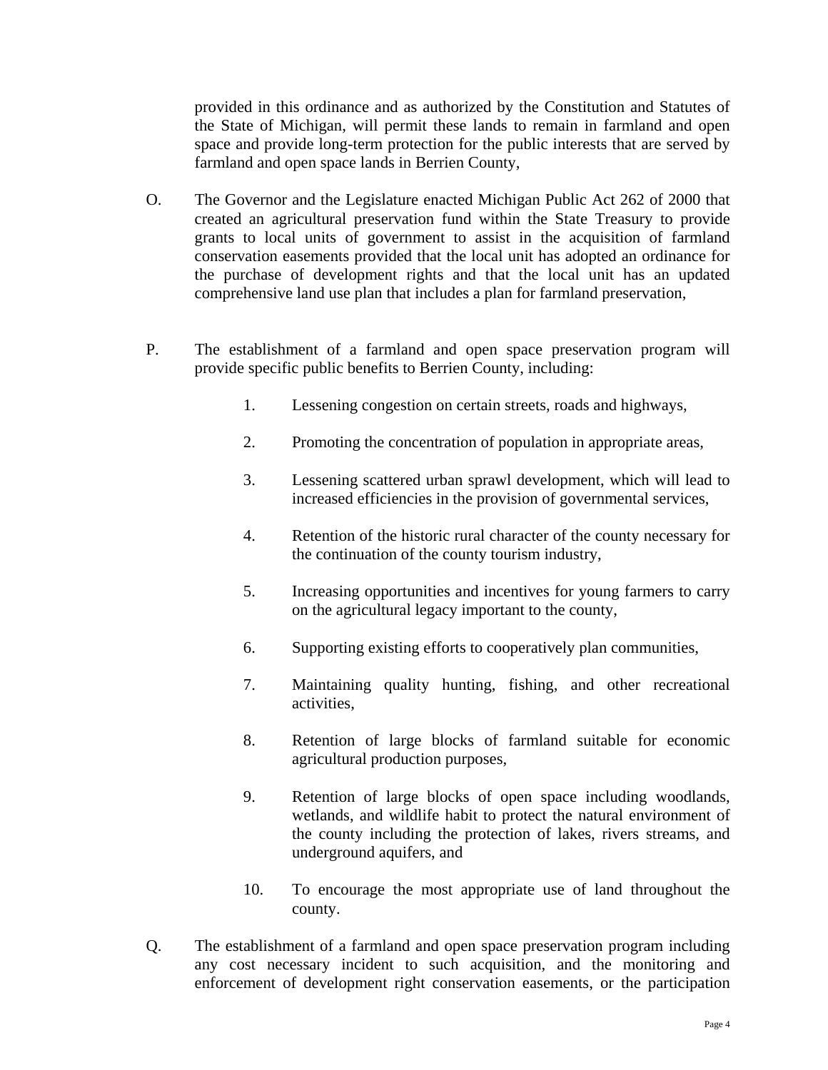provided in this ordinance and as authorized by the Constitution and Statutes of the State of Michigan, will permit these lands to remain in farmland and open space and provide long-term protection for the public interests that are served by farmland and open space lands in Berrien County,

O. The Governor and the Legislature enacted Michigan Public Act 262 of 2000 that created an agricultural preservation fund within the State Treasury to provide grants to local units of government to assist in the acquisition of farmland conservation easements provided that the local unit has adopted an ordinance for the purchase of development rights and that the local unit has an updated comprehensive land use plan that includes a plan for farmland preservation,

P. The establishment of a farmland and open space preservation program will provide specific public benefits to Berrien County, including:

1. Lessening congestion on certain streets, roads and highways,
2. Promoting the concentration of population in appropriate areas,
3. Lessening scattered urban sprawl development, which will lead to increased efficiencies in the provision of governmental services,
4. Retention of the historic rural character of the county necessary for the continuation of the county tourism industry,
5. Increasing opportunities and incentives for young farmers to carry on the agricultural legacy important to the county,
6. Supporting existing efforts to cooperatively plan communities,
7. Maintaining quality hunting, fishing, and other recreational activities,
8. Retention of large blocks of farmland suitable for economic agricultural production purposes,
9. Retention of large blocks of open space including woodlands, wetlands, and wildlife habit to protect the natural environment of the county including the protection of lakes, rivers streams, and underground aquifers, and
10. To encourage the most appropriate use of land throughout the county.

Q. The establishment of a farmland and open space preservation program including any cost necessary incident to such acquisition, and the monitoring and enforcement of development right conservation easements, or the participation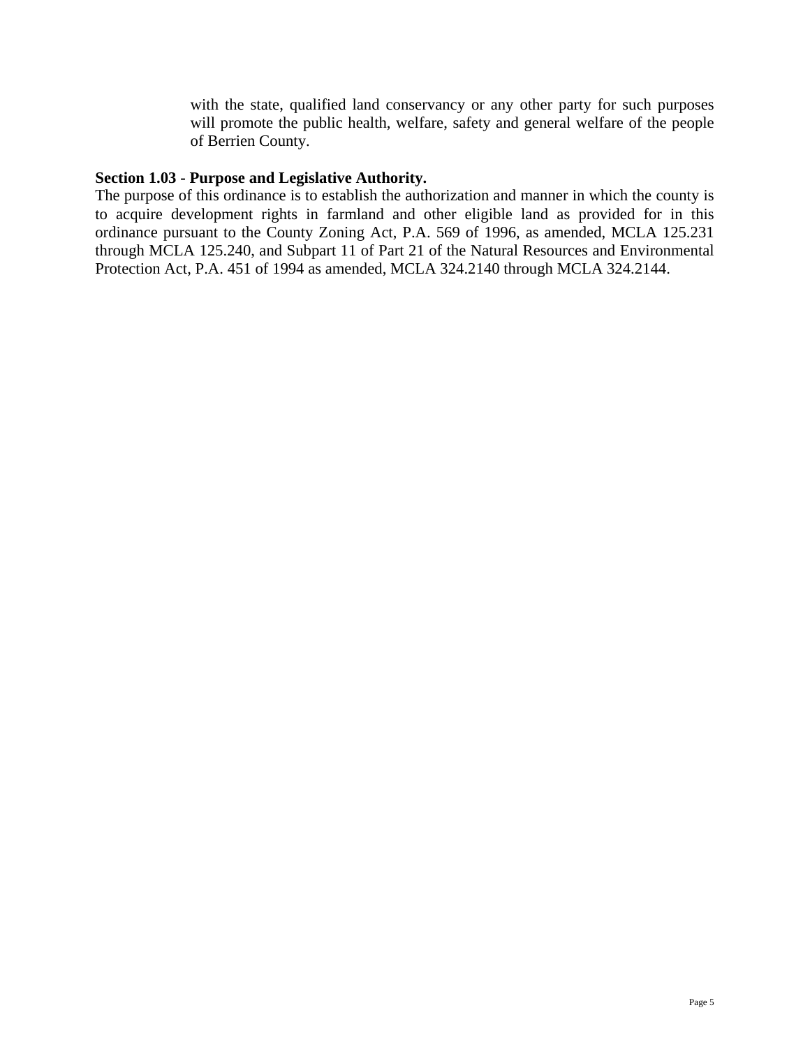with the state, qualified land conservancy or any other party for such purposes will promote the public health, welfare, safety and general welfare of the people of Berrien County.

**Section 1.03 - Purpose and Legislative Authority.**

The purpose of this ordinance is to establish the authorization and manner in which the county is to acquire development rights in farmland and other eligible land as provided for in this ordinance pursuant to the County Zoning Act, P.A. 569 of 1996, as amended, MCLA 125.231 through MCLA 125.240, and Subpart 11 of Part 21 of the Natural Resources and Environmental Protection Act, P.A. 451 of 1994 as amended, MCLA 324.2140 through MCLA 324.2144.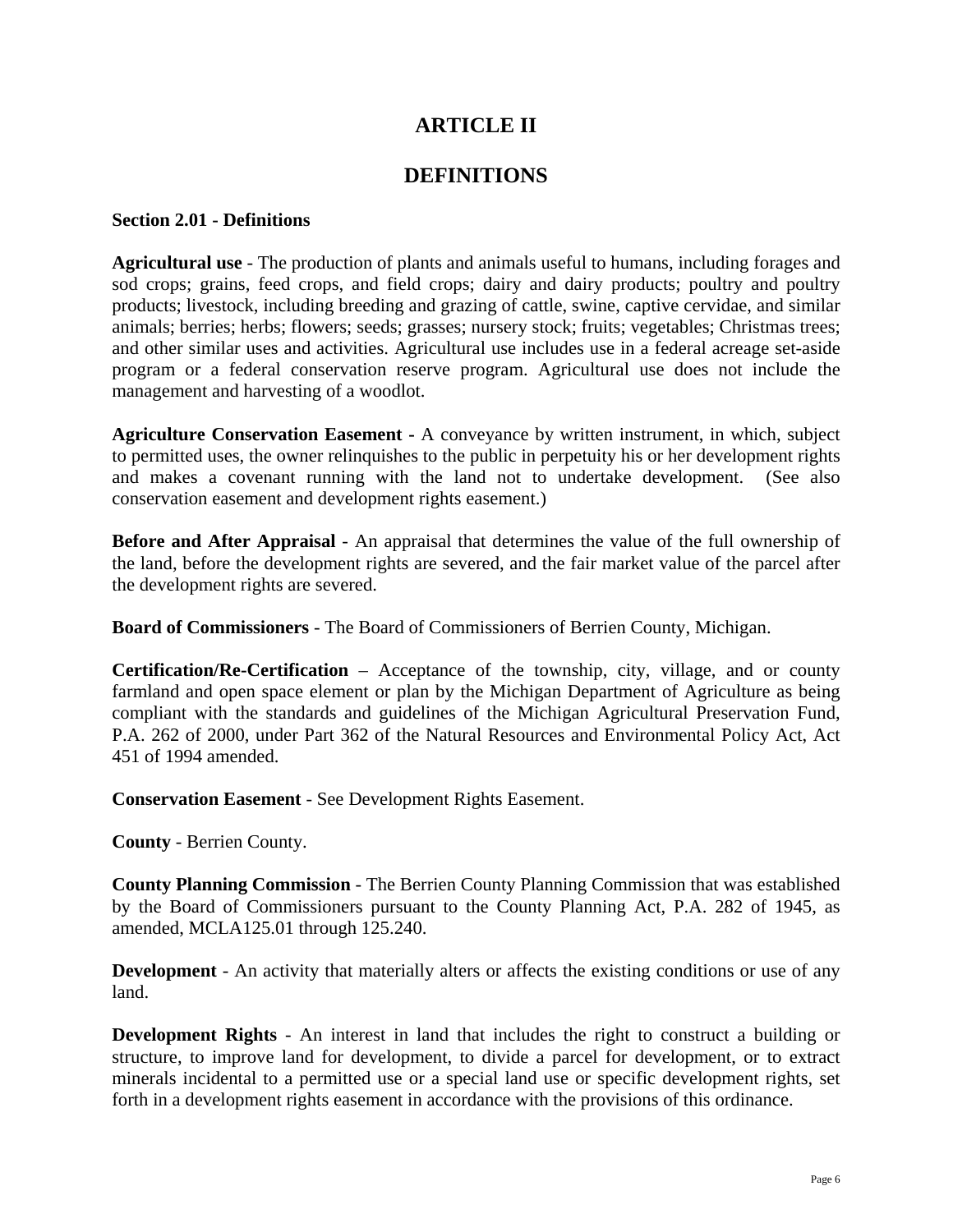# ARTICLE II

# DEFINITIONS

**Section 2.01 - Definitions**

**Agricultural use** - The production of plants and animals useful to humans, including forages and sod crops; grains, feed crops, and field crops; dairy and dairy products; poultry and poultry products; livestock, including breeding and grazing of cattle, swine, captive cervidae, and similar animals; berries; herbs; flowers; seeds; grasses; nursery stock; fruits; vegetables; Christmas trees; and other similar uses and activities. Agricultural use includes use in a federal acreage set-aside program or a federal conservation reserve program. Agricultural use does not include the management and harvesting of a woodlot.

**Agriculture Conservation Easement** - A conveyance by written instrument, in which, subject to permitted uses, the owner relinquishes to the public in perpetuity his or her development rights and makes a covenant running with the land not to undertake development. (See also conservation easement and development rights easement.)

**Before and After Appraisal** - An appraisal that determines the value of the full ownership of the land, before the development rights are severed, and the fair market value of the parcel after the development rights are severed.

**Board of Commissioners** - The Board of Commissioners of Berrien County, Michigan.

**Certification/Re-Certification** – Acceptance of the township, city, village, and or county farmland and open space element or plan by the Michigan Department of Agriculture as being compliant with the standards and guidelines of the Michigan Agricultural Preservation Fund, P.A. 262 of 2000, under Part 362 of the Natural Resources and Environmental Policy Act, Act 451 of 1994 amended.

**Conservation Easement** - See Development Rights Easement.

**County** - Berrien County.

**County Planning Commission** - The Berrien County Planning Commission that was established by the Board of Commissioners pursuant to the County Planning Act, P.A. 282 of 1945, as amended, MCLA125.01 through 125.240.

**Development** - An activity that materially alters or affects the existing conditions or use of any land.

**Development Rights** - An interest in land that includes the right to construct a building or structure, to improve land for development, to divide a parcel for development, or to extract minerals incidental to a permitted use or a special land use or specific development rights, set forth in a development rights easement in accordance with the provisions of this ordinance.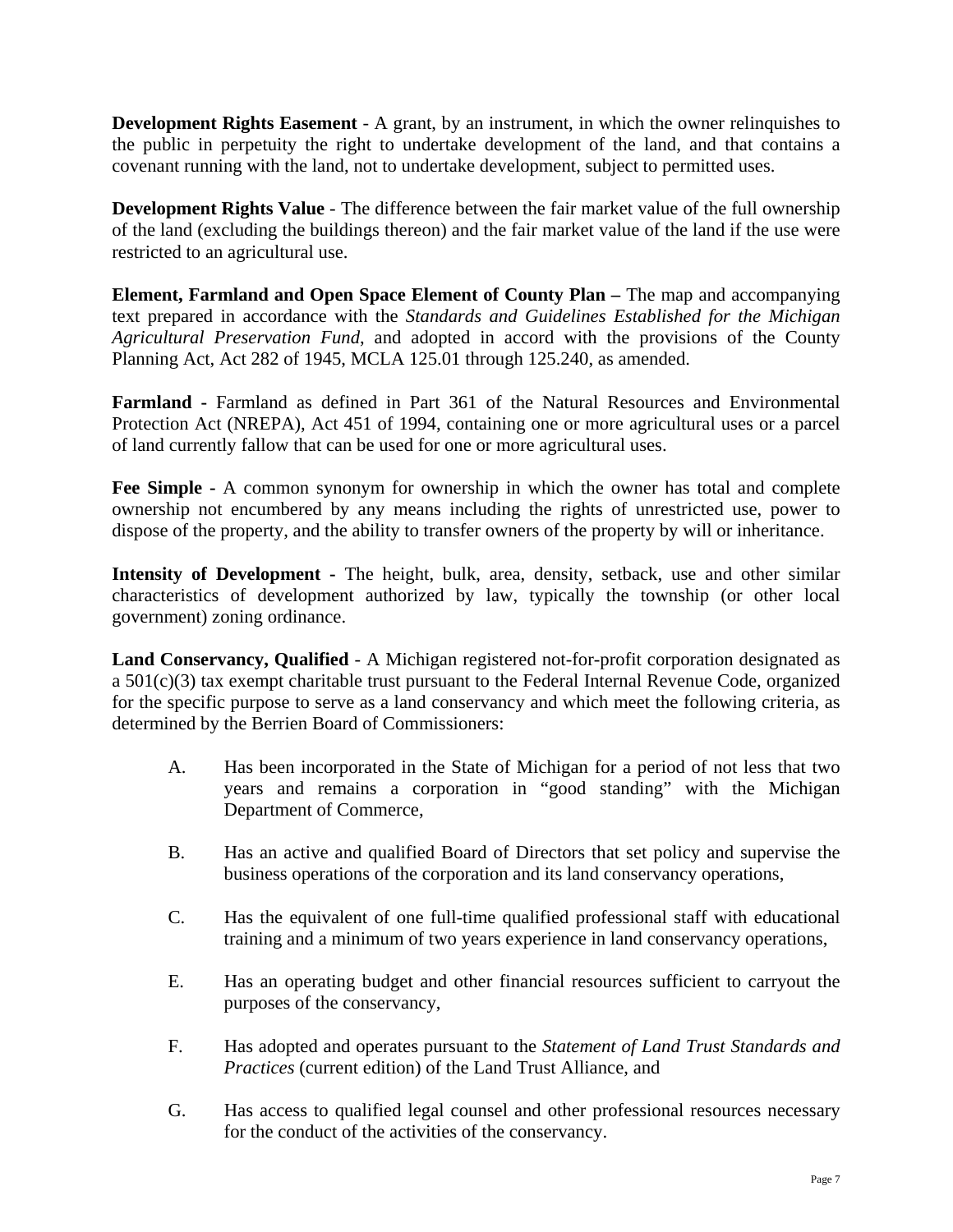**Development Rights Easement** - A grant, by an instrument, in which the owner relinquishes to the public in perpetuity the right to undertake development of the land, and that contains a covenant running with the land, not to undertake development, subject to permitted uses.

**Development Rights Value** - The difference between the fair market value of the full ownership of the land (excluding the buildings thereon) and the fair market value of the land if the use were restricted to an agricultural use.

**Element, Farmland and Open Space Element of County Plan –** The map and accompanying text prepared in accordance with the *Standards and Guidelines Established for the Michigan Agricultural Preservation Fund*, and adopted in accord with the provisions of the County Planning Act, Act 282 of 1945, MCLA 125.01 through 125.240, as amended.

**Farmland -** Farmland as defined in Part 361 of the Natural Resources and Environmental Protection Act (NREPA), Act 451 of 1994, containing one or more agricultural uses or a parcel of land currently fallow that can be used for one or more agricultural uses.

**Fee Simple -** A common synonym for ownership in which the owner has total and complete ownership not encumbered by any means including the rights of unrestricted use, power to dispose of the property, and the ability to transfer owners of the property by will or inheritance.

**Intensity of Development -** The height, bulk, area, density, setback, use and other similar characteristics of development authorized by law, typically the township (or other local government) zoning ordinance.

**Land Conservancy, Qualified** - A Michigan registered not-for-profit corporation designated as a 501(c)(3) tax exempt charitable trust pursuant to the Federal Internal Revenue Code, organized for the specific purpose to serve as a land conservancy and which meet the following criteria, as determined by the Berrien Board of Commissioners:

A. Has been incorporated in the State of Michigan for a period of not less that two years and remains a corporation in "good standing" with the Michigan Department of Commerce,

B. Has an active and qualified Board of Directors that set policy and supervise the business operations of the corporation and its land conservancy operations,

C. Has the equivalent of one full-time qualified professional staff with educational training and a minimum of two years experience in land conservancy operations,

E. Has an operating budget and other financial resources sufficient to carryout the purposes of the conservancy,

F. Has adopted and operates pursuant to the *Statement of Land Trust Standards and Practices* (current edition) of the Land Trust Alliance, and

G. Has access to qualified legal counsel and other professional resources necessary for the conduct of the activities of the conservancy.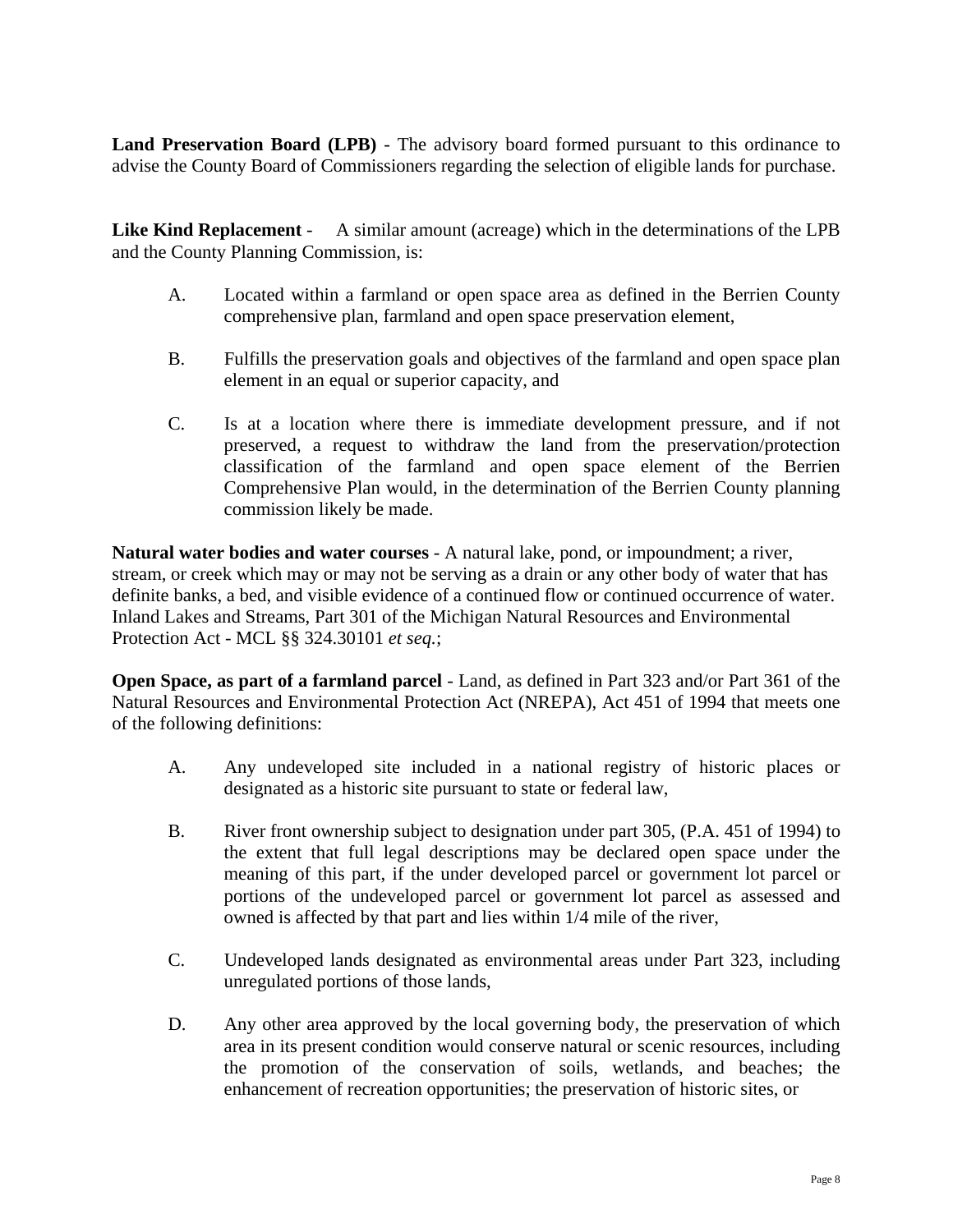**Land Preservation Board (LPB)** - The advisory board formed pursuant to this ordinance to advise the County Board of Commissioners regarding the selection of eligible lands for purchase.

**Like Kind Replacement** - A similar amount (acreage) which in the determinations of the LPB and the County Planning Commission, is:

A. Located within a farmland or open space area as defined in the Berrien County comprehensive plan, farmland and open space preservation element,

B. Fulfills the preservation goals and objectives of the farmland and open space plan element in an equal or superior capacity, and

C. Is at a location where there is immediate development pressure, and if not preserved, a request to withdraw the land from the preservation/protection classification of the farmland and open space element of the Berrien Comprehensive Plan would, in the determination of the Berrien County planning commission likely be made.

**Natural water bodies and water courses** - A natural lake, pond, or impoundment; a river, stream, or creek which may or may not be serving as a drain or any other body of water that has definite banks, a bed, and visible evidence of a continued flow or continued occurrence of water. Inland Lakes and Streams, Part 301 of the Michigan Natural Resources and Environmental Protection Act - MCL §§ 324.30101 *et seq.*;

**Open Space, as part of a farmland parcel** - Land, as defined in Part 323 and/or Part 361 of the Natural Resources and Environmental Protection Act (NREPA), Act 451 of 1994 that meets one of the following definitions:

A. Any undeveloped site included in a national registry of historic places or designated as a historic site pursuant to state or federal law,

B. River front ownership subject to designation under part 305, (P.A. 451 of 1994) to the extent that full legal descriptions may be declared open space under the meaning of this part, if the under developed parcel or government lot parcel or portions of the undeveloped parcel or government lot parcel as assessed and owned is affected by that part and lies within 1/4 mile of the river,

C. Undeveloped lands designated as environmental areas under Part 323, including unregulated portions of those lands,

D. Any other area approved by the local governing body, the preservation of which area in its present condition would conserve natural or scenic resources, including the promotion of the conservation of soils, wetlands, and beaches; the enhancement of recreation opportunities; the preservation of historic sites, or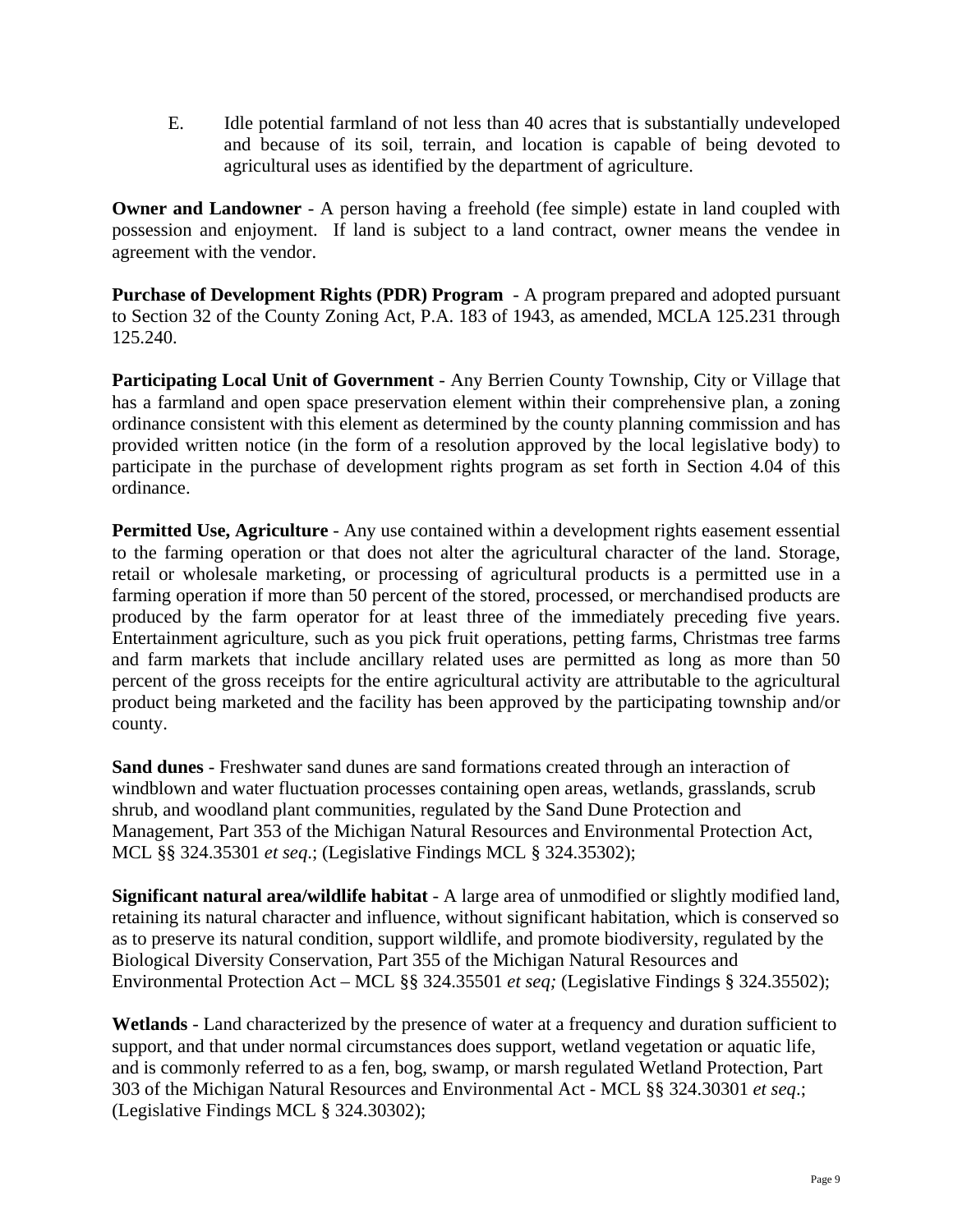E. Idle potential farmland of not less than 40 acres that is substantially undeveloped and because of its soil, terrain, and location is capable of being devoted to agricultural uses as identified by the department of agriculture.

**Owner and Landowner** - A person having a freehold (fee simple) estate in land coupled with possession and enjoyment. If land is subject to a land contract, owner means the vendee in agreement with the vendor.

**Purchase of Development Rights (PDR) Program** - A program prepared and adopted pursuant to Section 32 of the County Zoning Act, P.A. 183 of 1943, as amended, MCLA 125.231 through 125.240.

**Participating Local Unit of Government** - Any Berrien County Township, City or Village that has a farmland and open space preservation element within their comprehensive plan, a zoning ordinance consistent with this element as determined by the county planning commission and has provided written notice (in the form of a resolution approved by the local legislative body) to participate in the purchase of development rights program as set forth in Section 4.04 of this ordinance.

**Permitted Use, Agriculture** - Any use contained within a development rights easement essential to the farming operation or that does not alter the agricultural character of the land. Storage, retail or wholesale marketing, or processing of agricultural products is a permitted use in a farming operation if more than 50 percent of the stored, processed, or merchandised products are produced by the farm operator for at least three of the immediately preceding five years. Entertainment agriculture, such as you pick fruit operations, petting farms, Christmas tree farms and farm markets that include ancillary related uses are permitted as long as more than 50 percent of the gross receipts for the entire agricultural activity are attributable to the agricultural product being marketed and the facility has been approved by the participating township and/or county.

**Sand dunes** - Freshwater sand dunes are sand formations created through an interaction of windblown and water fluctuation processes containing open areas, wetlands, grasslands, scrub shrub, and woodland plant communities, regulated by the Sand Dune Protection and Management, Part 353 of the Michigan Natural Resources and Environmental Protection Act, MCL §§ 324.35301 *et seq*.; (Legislative Findings MCL § 324.35302);

**Significant natural area/wildlife habitat** - A large area of unmodified or slightly modified land, retaining its natural character and influence, without significant habitation, which is conserved so as to preserve its natural condition, support wildlife, and promote biodiversity, regulated by the Biological Diversity Conservation, Part 355 of the Michigan Natural Resources and Environmental Protection Act – MCL §§ 324.35501 *et seq;* (Legislative Findings § 324.35502);

**Wetlands** - Land characterized by the presence of water at a frequency and duration sufficient to support, and that under normal circumstances does support, wetland vegetation or aquatic life, and is commonly referred to as a fen, bog, swamp, or marsh regulated Wetland Protection, Part 303 of the Michigan Natural Resources and Environmental Act - MCL §§ 324.30301 *et seq*.; (Legislative Findings MCL § 324.30302);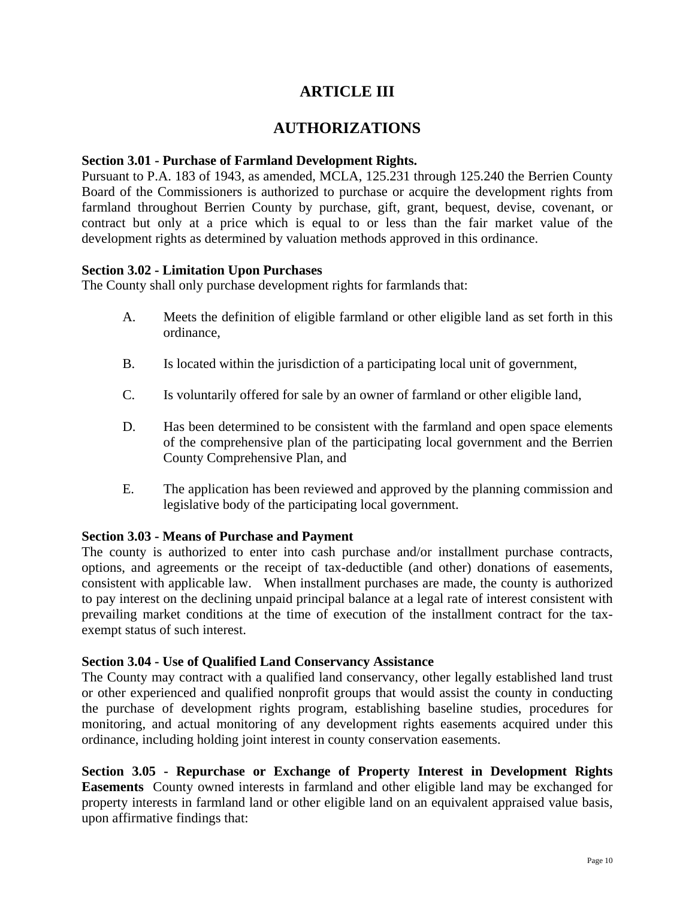# ARTICLE III

# AUTHORIZATIONS

**Section 3.01 - Purchase of Farmland Development Rights.**
Pursuant to P.A. 183 of 1943, as amended, MCLA, 125.231 through 125.240 the Berrien County Board of the Commissioners is authorized to purchase or acquire the development rights from farmland throughout Berrien County by purchase, gift, grant, bequest, devise, covenant, or contract but only at a price which is equal to or less than the fair market value of the development rights as determined by valuation methods approved in this ordinance.

**Section 3.02 - Limitation Upon Purchases**
The County shall only purchase development rights for farmlands that:

A. Meets the definition of eligible farmland or other eligible land as set forth in this ordinance,

B. Is located within the jurisdiction of a participating local unit of government,

C. Is voluntarily offered for sale by an owner of farmland or other eligible land,

D. Has been determined to be consistent with the farmland and open space elements of the comprehensive plan of the participating local government and the Berrien County Comprehensive Plan, and

E. The application has been reviewed and approved by the planning commission and legislative body of the participating local government.

**Section 3.03 - Means of Purchase and Payment**
The county is authorized to enter into cash purchase and/or installment purchase contracts, options, and agreements or the receipt of tax-deductible (and other) donations of easements, consistent with applicable law. When installment purchases are made, the county is authorized to pay interest on the declining unpaid principal balance at a legal rate of interest consistent with prevailing market conditions at the time of execution of the installment contract for the tax-exempt status of such interest.

**Section 3.04 - Use of Qualified Land Conservancy Assistance**
The County may contract with a qualified land conservancy, other legally established land trust or other experienced and qualified nonprofit groups that would assist the county in conducting the purchase of development rights program, establishing baseline studies, procedures for monitoring, and actual monitoring of any development rights easements acquired under this ordinance, including holding joint interest in county conservation easements.

**Section 3.05 - Repurchase or Exchange of Property Interest in Development Rights Easements** County owned interests in farmland and other eligible land may be exchanged for property interests in farmland land or other eligible land on an equivalent appraised value basis, upon affirmative findings that: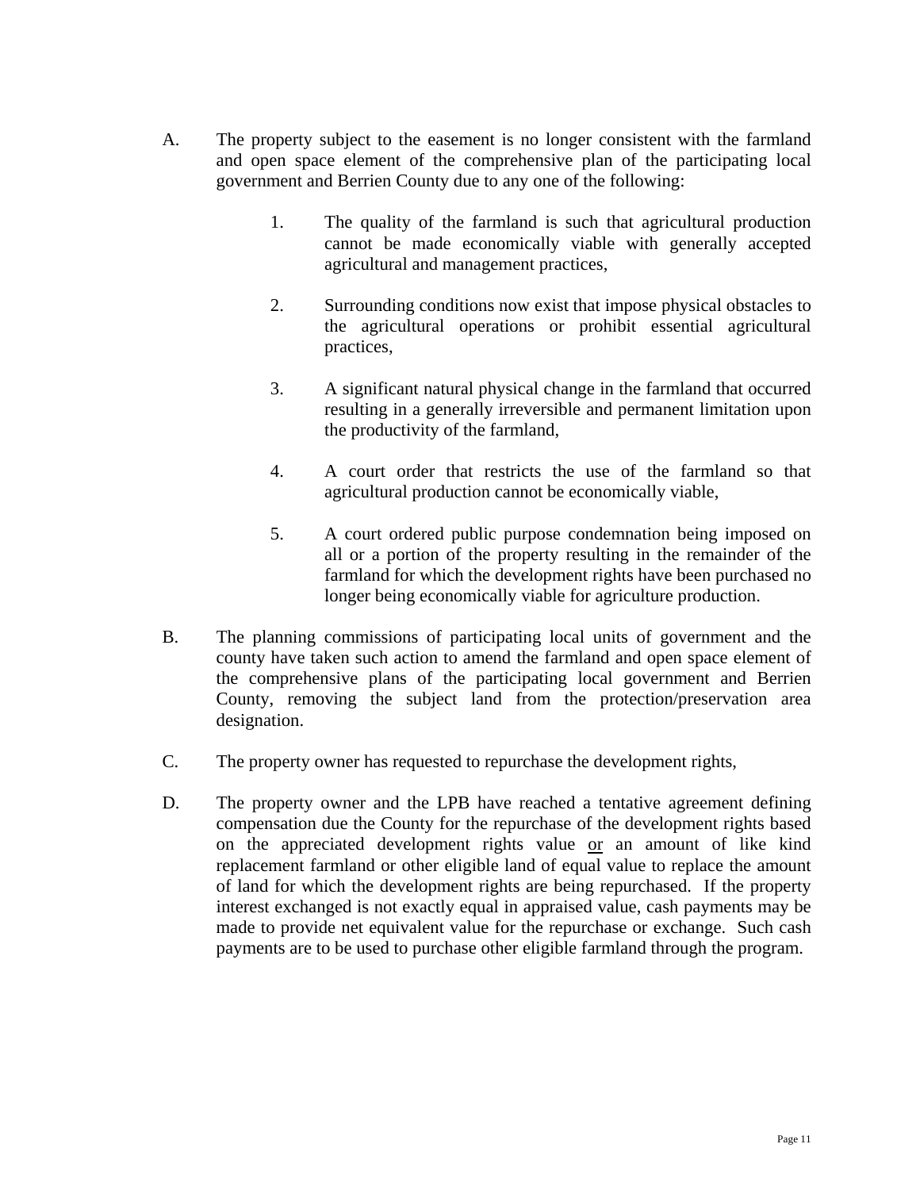A. The property subject to the easement is no longer consistent with the farmland and open space element of the comprehensive plan of the participating local government and Berrien County due to any one of the following:

   1. The quality of the farmland is such that agricultural production cannot be made economically viable with generally accepted agricultural and management practices,

   2. Surrounding conditions now exist that impose physical obstacles to the agricultural operations or prohibit essential agricultural practices,

   3. A significant natural physical change in the farmland that occurred resulting in a generally irreversible and permanent limitation upon the productivity of the farmland,

   4. A court order that restricts the use of the farmland so that agricultural production cannot be economically viable,

   5. A court ordered public purpose condemnation being imposed on all or a portion of the property resulting in the remainder of the farmland for which the development rights have been purchased no longer being economically viable for agriculture production.

B. The planning commissions of participating local units of government and the county have taken such action to amend the farmland and open space element of the comprehensive plans of the participating local government and Berrien County, removing the subject land from the protection/preservation area designation.

C. The property owner has requested to repurchase the development rights,

D. The property owner and the LPB have reached a tentative agreement defining compensation due the County for the repurchase of the development rights based on the appreciated development rights value <u>or</u> an amount of like kind replacement farmland or other eligible land of equal value to replace the amount of land for which the development rights are being repurchased. If the property interest exchanged is not exactly equal in appraised value, cash payments may be made to provide net equivalent value for the repurchase or exchange. Such cash payments are to be used to purchase other eligible farmland through the program.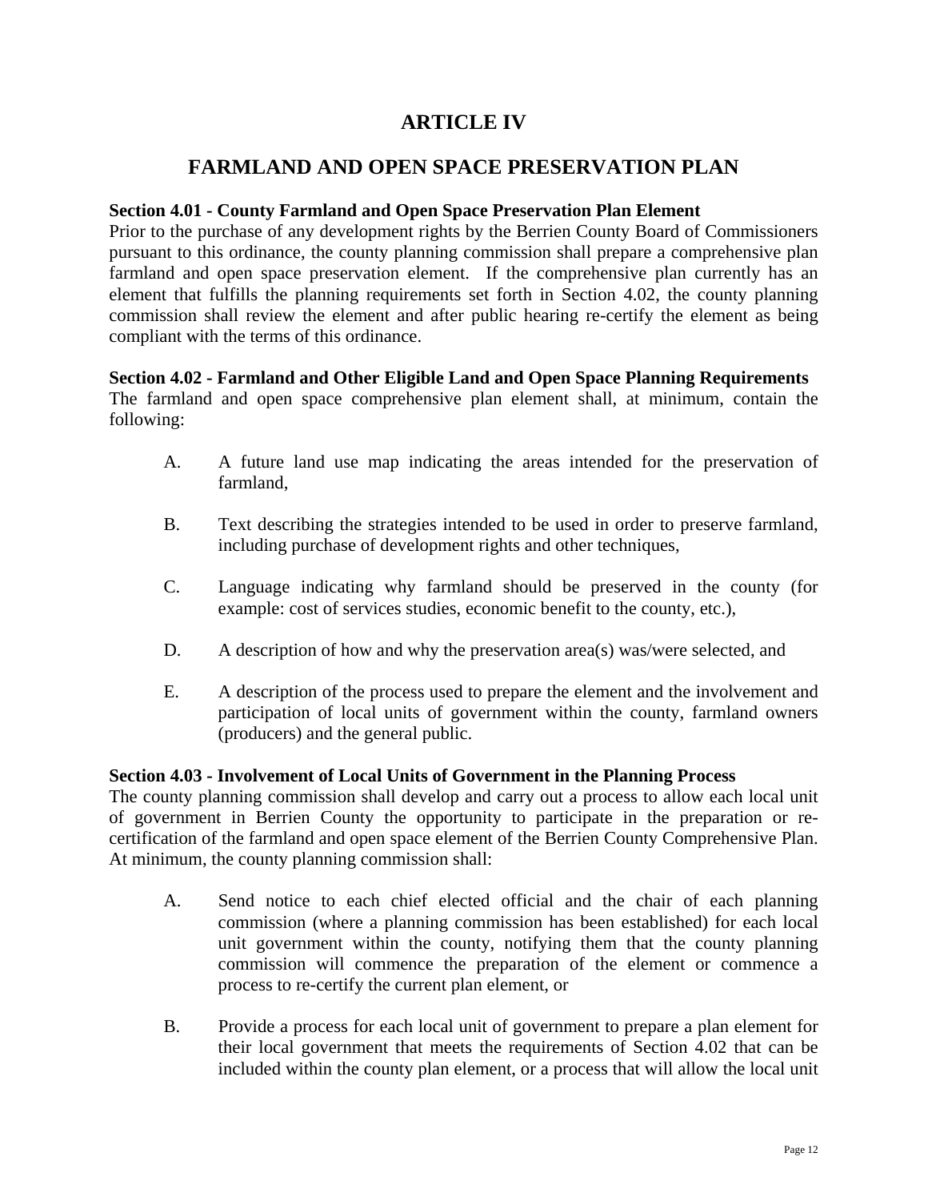# ARTICLE IV

## FARMLAND AND OPEN SPACE PRESERVATION PLAN

**Section 4.01 - County Farmland and Open Space Preservation Plan Element**

Prior to the purchase of any development rights by the Berrien County Board of Commissioners pursuant to this ordinance, the county planning commission shall prepare a comprehensive plan farmland and open space preservation element. If the comprehensive plan currently has an element that fulfills the planning requirements set forth in Section 4.02, the county planning commission shall review the element and after public hearing re-certify the element as being compliant with the terms of this ordinance.

**Section 4.02 - Farmland and Other Eligible Land and Open Space Planning Requirements**

The farmland and open space comprehensive plan element shall, at minimum, contain the following:

A. A future land use map indicating the areas intended for the preservation of farmland,

B. Text describing the strategies intended to be used in order to preserve farmland, including purchase of development rights and other techniques,

C. Language indicating why farmland should be preserved in the county (for example: cost of services studies, economic benefit to the county, etc.),

D. A description of how and why the preservation area(s) was/were selected, and

E. A description of the process used to prepare the element and the involvement and participation of local units of government within the county, farmland owners (producers) and the general public.

**Section 4.03 - Involvement of Local Units of Government in the Planning Process**

The county planning commission shall develop and carry out a process to allow each local unit of government in Berrien County the opportunity to participate in the preparation or re-certification of the farmland and open space element of the Berrien County Comprehensive Plan. At minimum, the county planning commission shall:

A. Send notice to each chief elected official and the chair of each planning commission (where a planning commission has been established) for each local unit government within the county, notifying them that the county planning commission will commence the preparation of the element or commence a process to re-certify the current plan element, or

B. Provide a process for each local unit of government to prepare a plan element for their local government that meets the requirements of Section 4.02 that can be included within the county plan element, or a process that will allow the local unit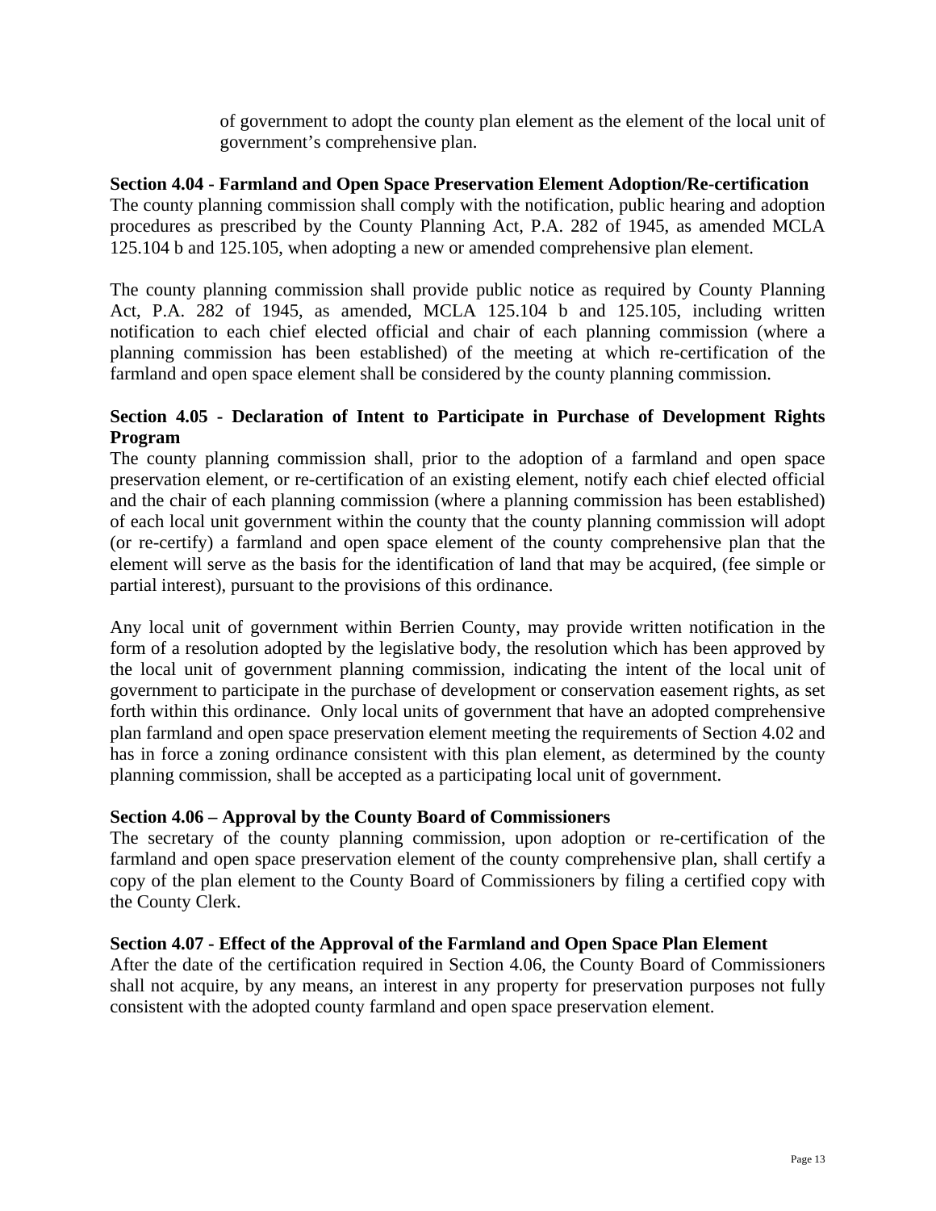of government to adopt the county plan element as the element of the local unit of government's comprehensive plan.

**Section 4.04 - Farmland and Open Space Preservation Element Adoption/Re-certification**
The county planning commission shall comply with the notification, public hearing and adoption procedures as prescribed by the County Planning Act, P.A. 282 of 1945, as amended MCLA 125.104 b and 125.105, when adopting a new or amended comprehensive plan element.

The county planning commission shall provide public notice as required by County Planning Act, P.A. 282 of 1945, as amended, MCLA 125.104 b and 125.105, including written notification to each chief elected official and chair of each planning commission (where a planning commission has been established) of the meeting at which re-certification of the farmland and open space element shall be considered by the county planning commission.

**Section 4.05 - Declaration of Intent to Participate in Purchase of Development Rights Program**
The county planning commission shall, prior to the adoption of a farmland and open space preservation element, or re-certification of an existing element, notify each chief elected official and the chair of each planning commission (where a planning commission has been established) of each local unit government within the county that the county planning commission will adopt (or re-certify) a farmland and open space element of the county comprehensive plan that the element will serve as the basis for the identification of land that may be acquired, (fee simple or partial interest), pursuant to the provisions of this ordinance.

Any local unit of government within Berrien County, may provide written notification in the form of a resolution adopted by the legislative body, the resolution which has been approved by the local unit of government planning commission, indicating the intent of the local unit of government to participate in the purchase of development or conservation easement rights, as set forth within this ordinance. Only local units of government that have an adopted comprehensive plan farmland and open space preservation element meeting the requirements of Section 4.02 and has in force a zoning ordinance consistent with this plan element, as determined by the county planning commission, shall be accepted as a participating local unit of government.

**Section 4.06 – Approval by the County Board of Commissioners**
The secretary of the county planning commission, upon adoption or re-certification of the farmland and open space preservation element of the county comprehensive plan, shall certify a copy of the plan element to the County Board of Commissioners by filing a certified copy with the County Clerk.

**Section 4.07 - Effect of the Approval of the Farmland and Open Space Plan Element**
After the date of the certification required in Section 4.06, the County Board of Commissioners shall not acquire, by any means, an interest in any property for preservation purposes not fully consistent with the adopted county farmland and open space preservation element.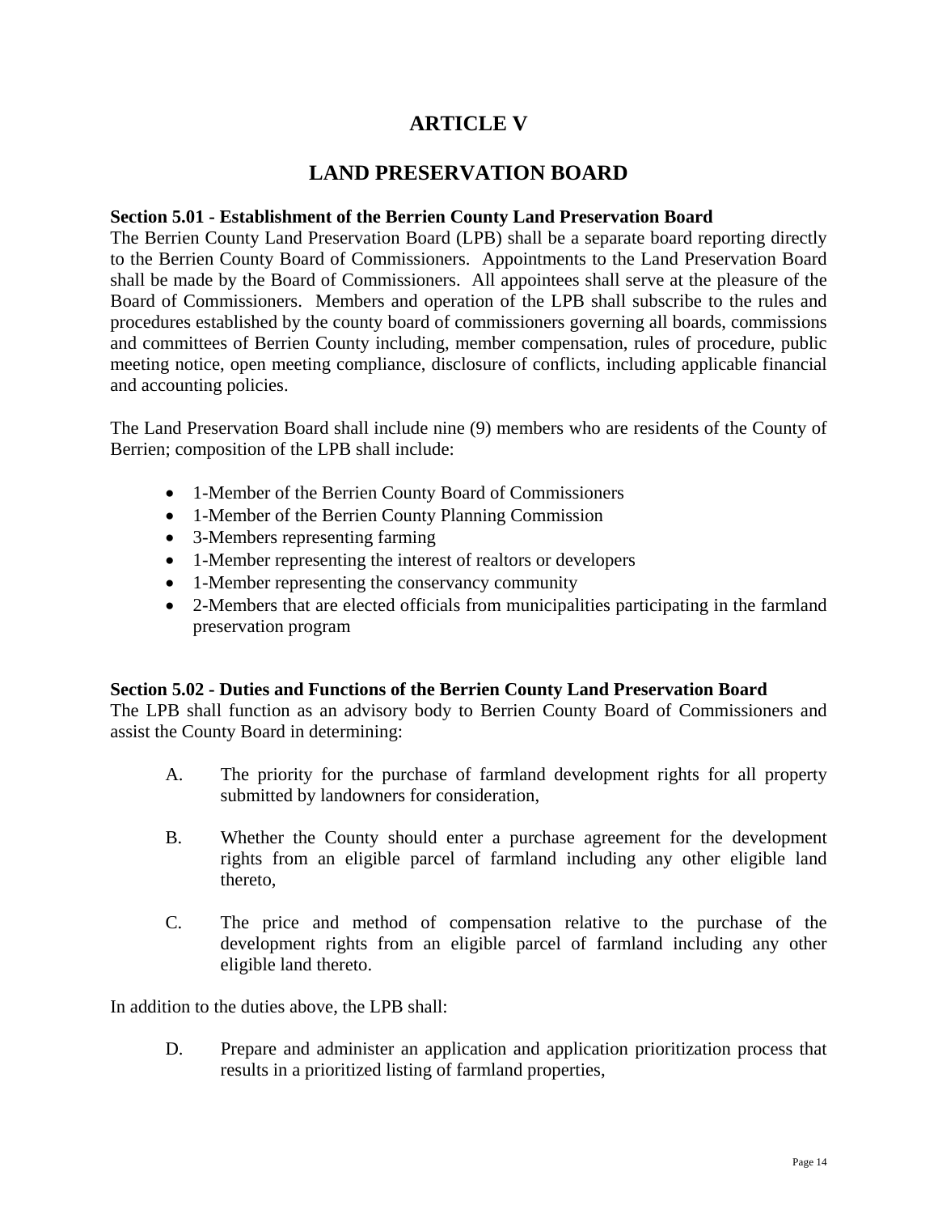# ARTICLE V

# LAND PRESERVATION BOARD

**Section 5.01 - Establishment of the Berrien County Land Preservation Board**

The Berrien County Land Preservation Board (LPB) shall be a separate board reporting directly to the Berrien County Board of Commissioners. Appointments to the Land Preservation Board shall be made by the Board of Commissioners. All appointees shall serve at the pleasure of the Board of Commissioners. Members and operation of the LPB shall subscribe to the rules and procedures established by the county board of commissioners governing all boards, commissions and committees of Berrien County including, member compensation, rules of procedure, public meeting notice, open meeting compliance, disclosure of conflicts, including applicable financial and accounting policies.

The Land Preservation Board shall include nine (9) members who are residents of the County of Berrien; composition of the LPB shall include:

- 1-Member of the Berrien County Board of Commissioners
- 1-Member of the Berrien County Planning Commission
- 3-Members representing farming
- 1-Member representing the interest of realtors or developers
- 1-Member representing the conservancy community
- 2-Members that are elected officials from municipalities participating in the farmland preservation program

**Section 5.02 - Duties and Functions of the Berrien County Land Preservation Board**

The LPB shall function as an advisory body to Berrien County Board of Commissioners and assist the County Board in determining:

A. The priority for the purchase of farmland development rights for all property submitted by landowners for consideration,

B. Whether the County should enter a purchase agreement for the development rights from an eligible parcel of farmland including any other eligible land thereto,

C. The price and method of compensation relative to the purchase of the development rights from an eligible parcel of farmland including any other eligible land thereto.

In addition to the duties above, the LPB shall:

D. Prepare and administer an application and application prioritization process that results in a prioritized listing of farmland properties,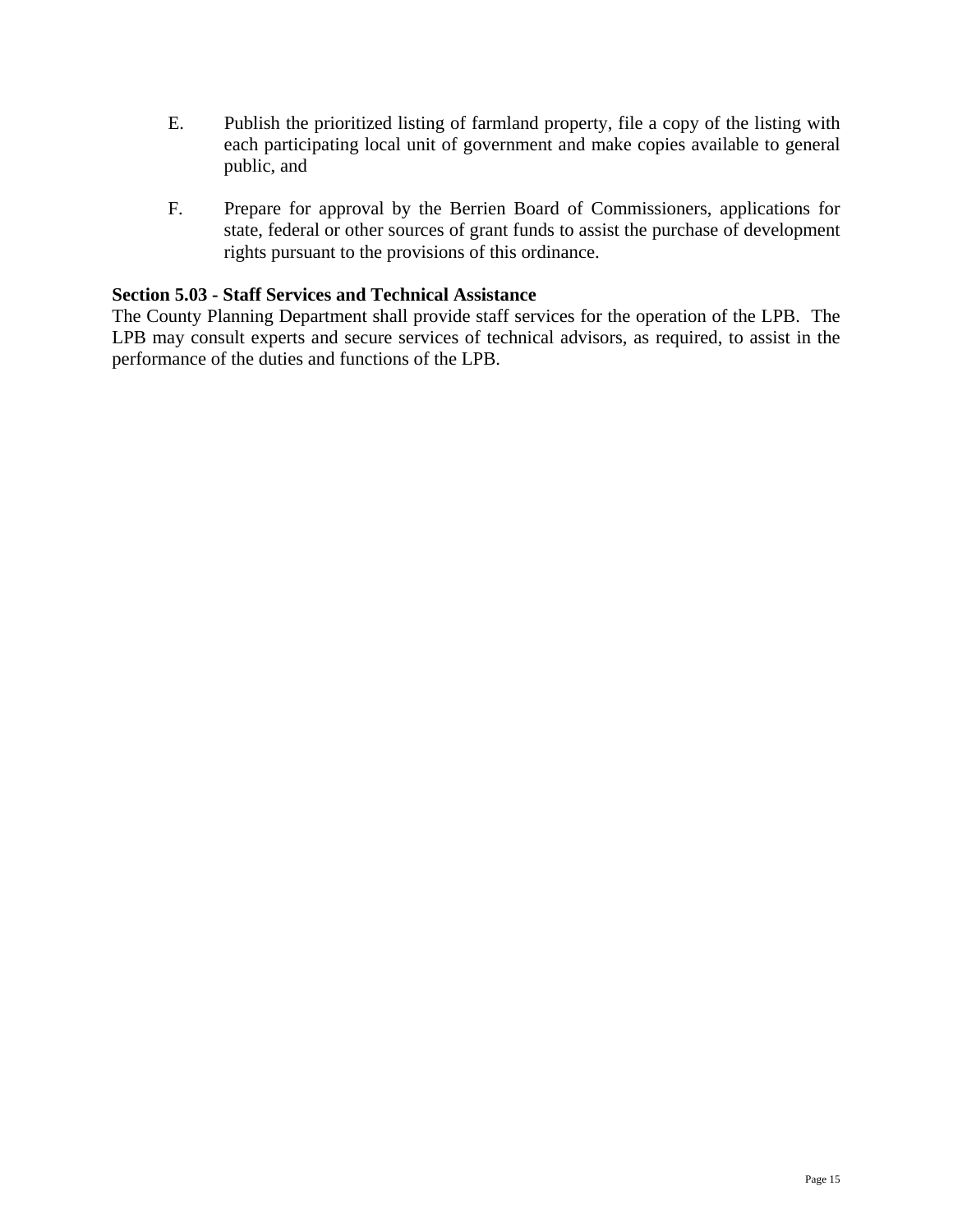E. Publish the prioritized listing of farmland property, file a copy of the listing with each participating local unit of government and make copies available to general public, and

F. Prepare for approval by the Berrien Board of Commissioners, applications for state, federal or other sources of grant funds to assist the purchase of development rights pursuant to the provisions of this ordinance.

**Section 5.03 - Staff Services and Technical Assistance**

The County Planning Department shall provide staff services for the operation of the LPB. The LPB may consult experts and secure services of technical advisors, as required, to assist in the performance of the duties and functions of the LPB.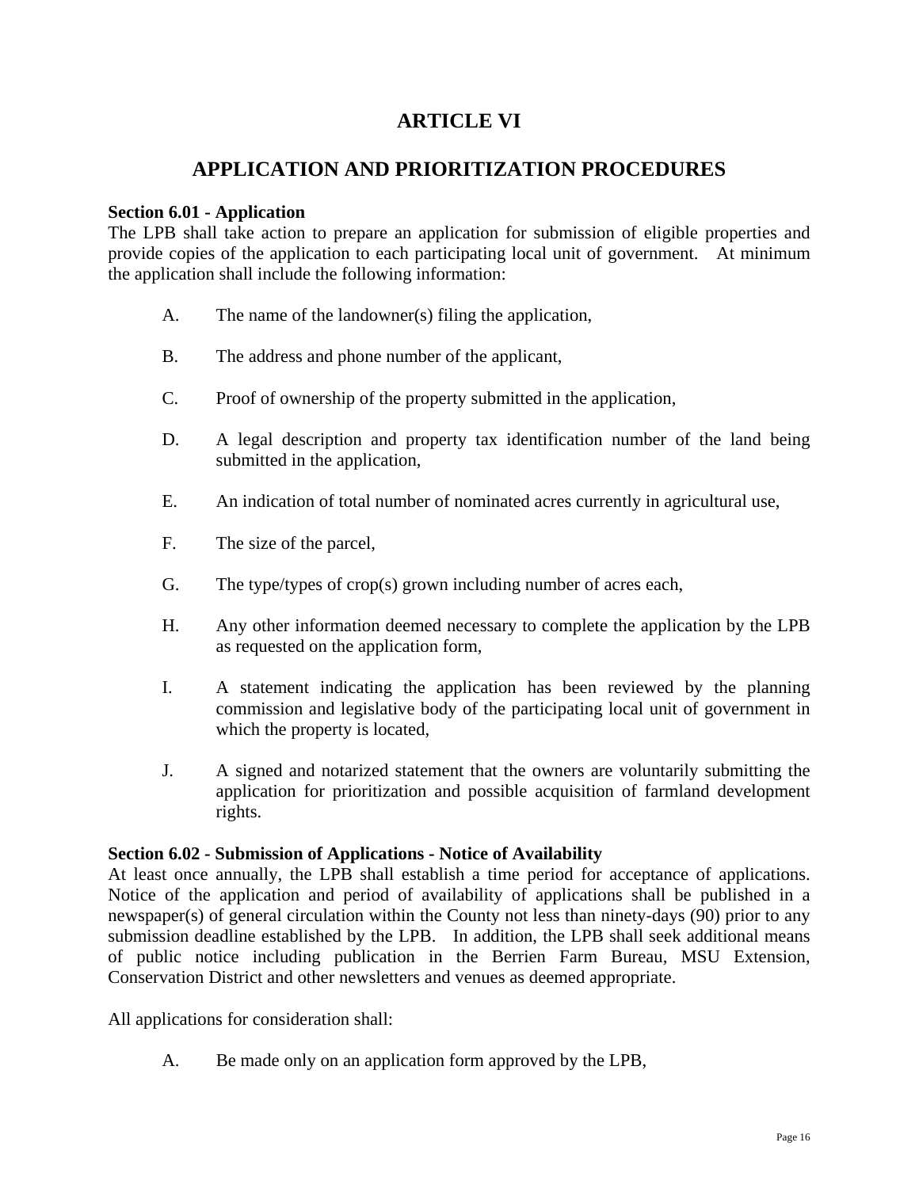# ARTICLE VI

## APPLICATION AND PRIORITIZATION PROCEDURES

**Section 6.01 - Application**

The LPB shall take action to prepare an application for submission of eligible properties and provide copies of the application to each participating local unit of government. At minimum the application shall include the following information:

A. The name of the landowner(s) filing the application,

B. The address and phone number of the applicant,

C. Proof of ownership of the property submitted in the application,

D. A legal description and property tax identification number of the land being submitted in the application,

E. An indication of total number of nominated acres currently in agricultural use,

F. The size of the parcel,

G. The type/types of crop(s) grown including number of acres each,

H. Any other information deemed necessary to complete the application by the LPB as requested on the application form,

I. A statement indicating the application has been reviewed by the planning commission and legislative body of the participating local unit of government in which the property is located,

J. A signed and notarized statement that the owners are voluntarily submitting the application for prioritization and possible acquisition of farmland development rights.

**Section 6.02 - Submission of Applications - Notice of Availability**

At least once annually, the LPB shall establish a time period for acceptance of applications. Notice of the application and period of availability of applications shall be published in a newspaper(s) of general circulation within the County not less than ninety-days (90) prior to any submission deadline established by the LPB. In addition, the LPB shall seek additional means of public notice including publication in the Berrien Farm Bureau, MSU Extension, Conservation District and other newsletters and venues as deemed appropriate.

All applications for consideration shall:

A. Be made only on an application form approved by the LPB,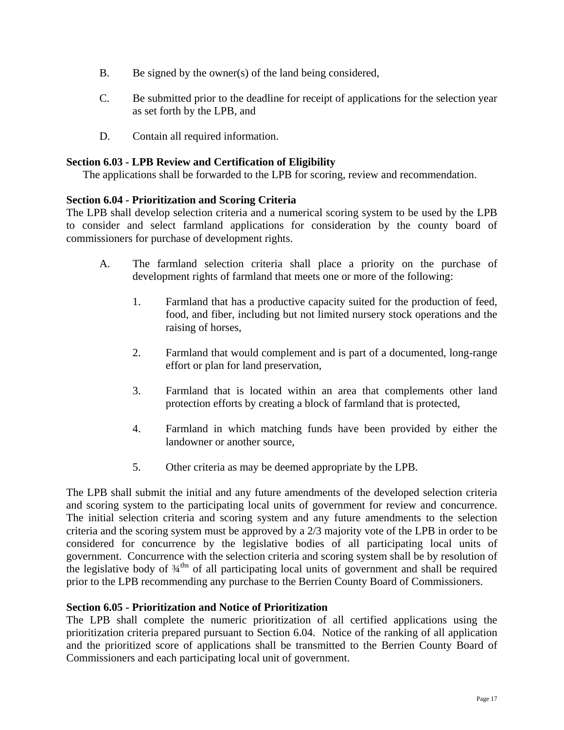B. Be signed by the owner(s) of the land being considered,

C. Be submitted prior to the deadline for receipt of applications for the selection year as set forth by the LPB, and

D. Contain all required information.

**Section 6.03 - LPB Review and Certification of Eligibility**

The applications shall be forwarded to the LPB for scoring, review and recommendation.

**Section 6.04 - Prioritization and Scoring Criteria**

The LPB shall develop selection criteria and a numerical scoring system to be used by the LPB to consider and select farmland applications for consideration by the county board of commissioners for purchase of development rights.

A. The farmland selection criteria shall place a priority on the purchase of development rights of farmland that meets one or more of the following:

   1. Farmland that has a productive capacity suited for the production of feed, food, and fiber, including but not limited nursery stock operations and the raising of horses,

   2. Farmland that would complement and is part of a documented, long-range effort or plan for land preservation,

   3. Farmland that is located within an area that complements other land protection efforts by creating a block of farmland that is protected,

   4. Farmland in which matching funds have been provided by either the landowner or another source,

   5. Other criteria as may be deemed appropriate by the LPB.

The LPB shall submit the initial and any future amendments of the developed selection criteria and scoring system to the participating local units of government for review and concurrence. The initial selection criteria and scoring system and any future amendments to the selection criteria and the scoring system must be approved by a 2/3 majority vote of the LPB in order to be considered for concurrence by the legislative bodies of all participating local units of government. Concurrence with the selection criteria and scoring system shall be by resolution of the legislative body of ¾ths of all participating local units of government and shall be required prior to the LPB recommending any purchase to the Berrien County Board of Commissioners.

**Section 6.05 - Prioritization and Notice of Prioritization**

The LPB shall complete the numeric prioritization of all certified applications using the prioritization criteria prepared pursuant to Section 6.04. Notice of the ranking of all application and the prioritized score of applications shall be transmitted to the Berrien County Board of Commissioners and each participating local unit of government.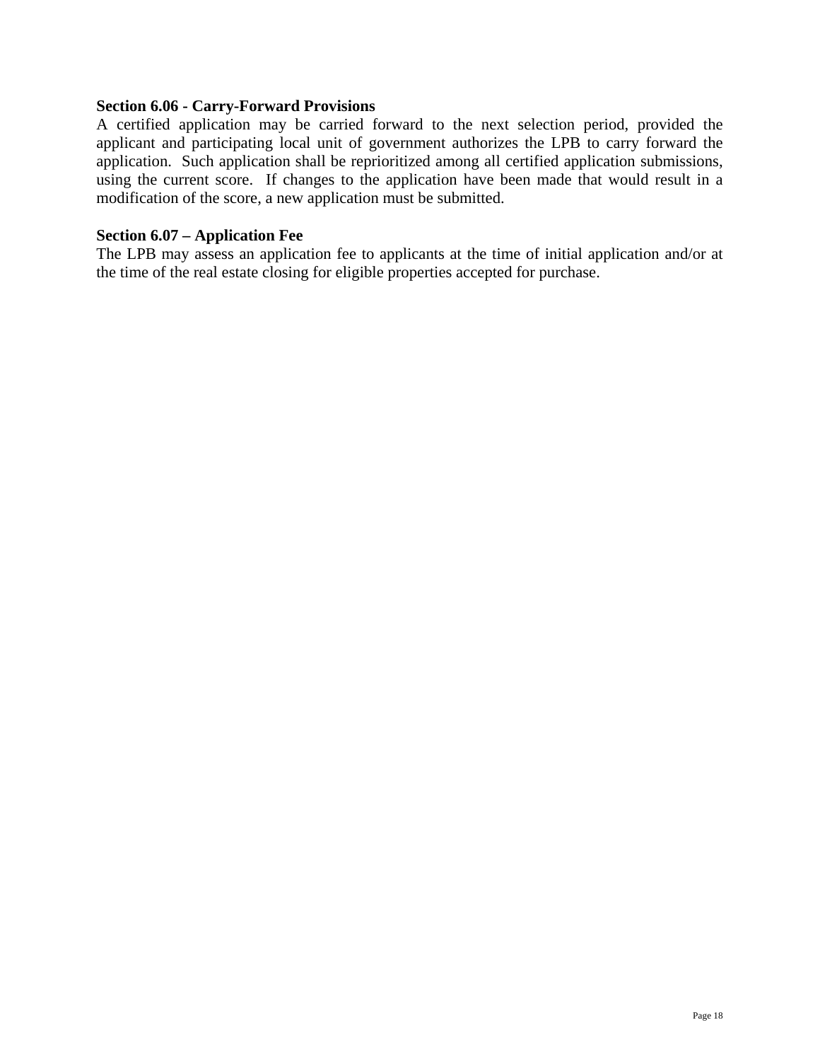**Section 6.06 - Carry-Forward Provisions**

A certified application may be carried forward to the next selection period, provided the applicant and participating local unit of government authorizes the LPB to carry forward the application. Such application shall be reprioritized among all certified application submissions, using the current score. If changes to the application have been made that would result in a modification of the score, a new application must be submitted.

**Section 6.07 – Application Fee**

The LPB may assess an application fee to applicants at the time of initial application and/or at the time of the real estate closing for eligible properties accepted for purchase.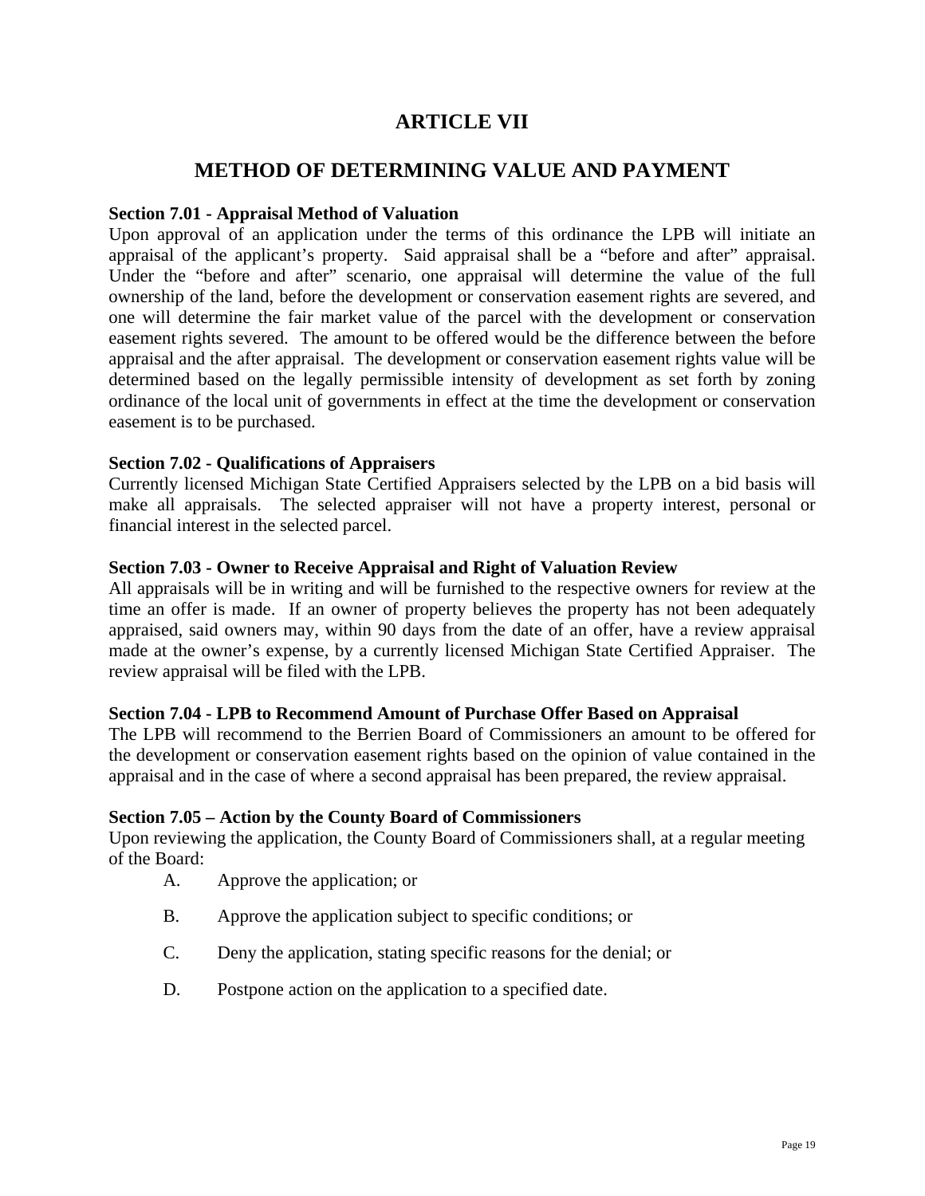# ARTICLE VII

## METHOD OF DETERMINING VALUE AND PAYMENT

**Section 7.01 - Appraisal Method of Valuation**

Upon approval of an application under the terms of this ordinance the LPB will initiate an appraisal of the applicant's property. Said appraisal shall be a "before and after" appraisal. Under the "before and after" scenario, one appraisal will determine the value of the full ownership of the land, before the development or conservation easement rights are severed, and one will determine the fair market value of the parcel with the development or conservation easement rights severed. The amount to be offered would be the difference between the before appraisal and the after appraisal. The development or conservation easement rights value will be determined based on the legally permissible intensity of development as set forth by zoning ordinance of the local unit of governments in effect at the time the development or conservation easement is to be purchased.

**Section 7.02 - Qualifications of Appraisers**

Currently licensed Michigan State Certified Appraisers selected by the LPB on a bid basis will make all appraisals. The selected appraiser will not have a property interest, personal or financial interest in the selected parcel.

**Section 7.03 - Owner to Receive Appraisal and Right of Valuation Review**

All appraisals will be in writing and will be furnished to the respective owners for review at the time an offer is made. If an owner of property believes the property has not been adequately appraised, said owners may, within 90 days from the date of an offer, have a review appraisal made at the owner's expense, by a currently licensed Michigan State Certified Appraiser. The review appraisal will be filed with the LPB.

**Section 7.04 - LPB to Recommend Amount of Purchase Offer Based on Appraisal**

The LPB will recommend to the Berrien Board of Commissioners an amount to be offered for the development or conservation easement rights based on the opinion of value contained in the appraisal and in the case of where a second appraisal has been prepared, the review appraisal.

**Section 7.05 – Action by the County Board of Commissioners**

Upon reviewing the application, the County Board of Commissioners shall, at a regular meeting of the Board:

A. Approve the application; or

B. Approve the application subject to specific conditions; or

C. Deny the application, stating specific reasons for the denial; or

D. Postpone action on the application to a specified date.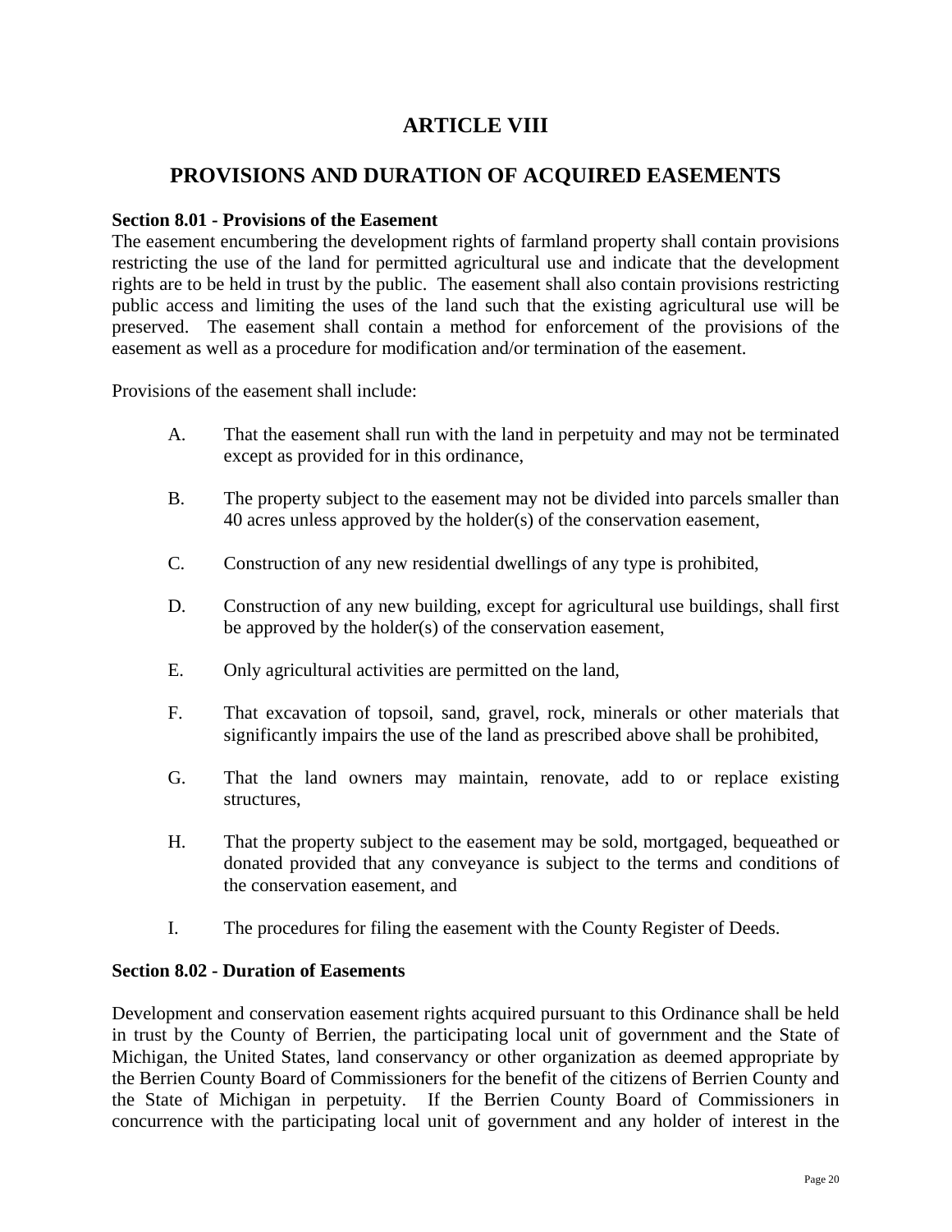# ARTICLE VIII

## PROVISIONS AND DURATION OF ACQUIRED EASEMENTS

**Section 8.01 - Provisions of the Easement**

The easement encumbering the development rights of farmland property shall contain provisions restricting the use of the land for permitted agricultural use and indicate that the development rights are to be held in trust by the public. The easement shall also contain provisions restricting public access and limiting the uses of the land such that the existing agricultural use will be preserved. The easement shall contain a method for enforcement of the provisions of the easement as well as a procedure for modification and/or termination of the easement.

Provisions of the easement shall include:

A. That the easement shall run with the land in perpetuity and may not be terminated except as provided for in this ordinance,

B. The property subject to the easement may not be divided into parcels smaller than 40 acres unless approved by the holder(s) of the conservation easement,

C. Construction of any new residential dwellings of any type is prohibited,

D. Construction of any new building, except for agricultural use buildings, shall first be approved by the holder(s) of the conservation easement,

E. Only agricultural activities are permitted on the land,

F. That excavation of topsoil, sand, gravel, rock, minerals or other materials that significantly impairs the use of the land as prescribed above shall be prohibited,

G. That the land owners may maintain, renovate, add to or replace existing structures,

H. That the property subject to the easement may be sold, mortgaged, bequeathed or donated provided that any conveyance is subject to the terms and conditions of the conservation easement, and

I. The procedures for filing the easement with the County Register of Deeds.

**Section 8.02 - Duration of Easements**

Development and conservation easement rights acquired pursuant to this Ordinance shall be held in trust by the County of Berrien, the participating local unit of government and the State of Michigan, the United States, land conservancy or other organization as deemed appropriate by the Berrien County Board of Commissioners for the benefit of the citizens of Berrien County and the State of Michigan in perpetuity. If the Berrien County Board of Commissioners in concurrence with the participating local unit of government and any holder of interest in the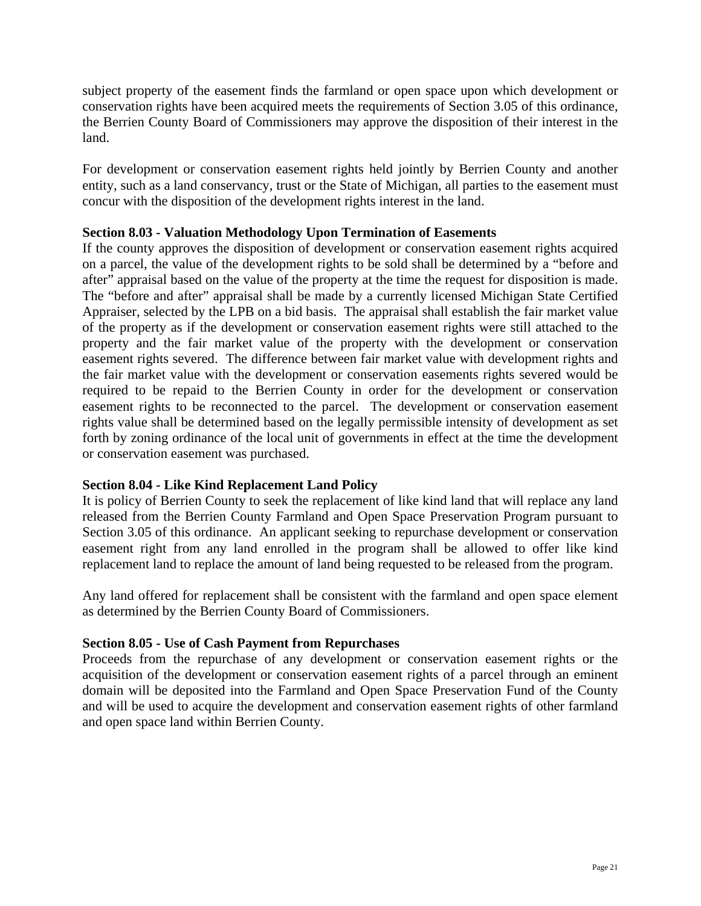subject property of the easement finds the farmland or open space upon which development or conservation rights have been acquired meets the requirements of Section 3.05 of this ordinance, the Berrien County Board of Commissioners may approve the disposition of their interest in the land.

For development or conservation easement rights held jointly by Berrien County and another entity, such as a land conservancy, trust or the State of Michigan, all parties to the easement must concur with the disposition of the development rights interest in the land.

**Section 8.03 - Valuation Methodology Upon Termination of Easements**

If the county approves the disposition of development or conservation easement rights acquired on a parcel, the value of the development rights to be sold shall be determined by a "before and after" appraisal based on the value of the property at the time the request for disposition is made. The "before and after" appraisal shall be made by a currently licensed Michigan State Certified Appraiser, selected by the LPB on a bid basis. The appraisal shall establish the fair market value of the property as if the development or conservation easement rights were still attached to the property and the fair market value of the property with the development or conservation easement rights severed. The difference between fair market value with development rights and the fair market value with the development or conservation easements rights severed would be required to be repaid to the Berrien County in order for the development or conservation easement rights to be reconnected to the parcel. The development or conservation easement rights value shall be determined based on the legally permissible intensity of development as set forth by zoning ordinance of the local unit of governments in effect at the time the development or conservation easement was purchased.

**Section 8.04 - Like Kind Replacement Land Policy**

It is policy of Berrien County to seek the replacement of like kind land that will replace any land released from the Berrien County Farmland and Open Space Preservation Program pursuant to Section 3.05 of this ordinance. An applicant seeking to repurchase development or conservation easement right from any land enrolled in the program shall be allowed to offer like kind replacement land to replace the amount of land being requested to be released from the program.

Any land offered for replacement shall be consistent with the farmland and open space element as determined by the Berrien County Board of Commissioners.

**Section 8.05 - Use of Cash Payment from Repurchases**

Proceeds from the repurchase of any development or conservation easement rights or the acquisition of the development or conservation easement rights of a parcel through an eminent domain will be deposited into the Farmland and Open Space Preservation Fund of the County and will be used to acquire the development and conservation easement rights of other farmland and open space land within Berrien County.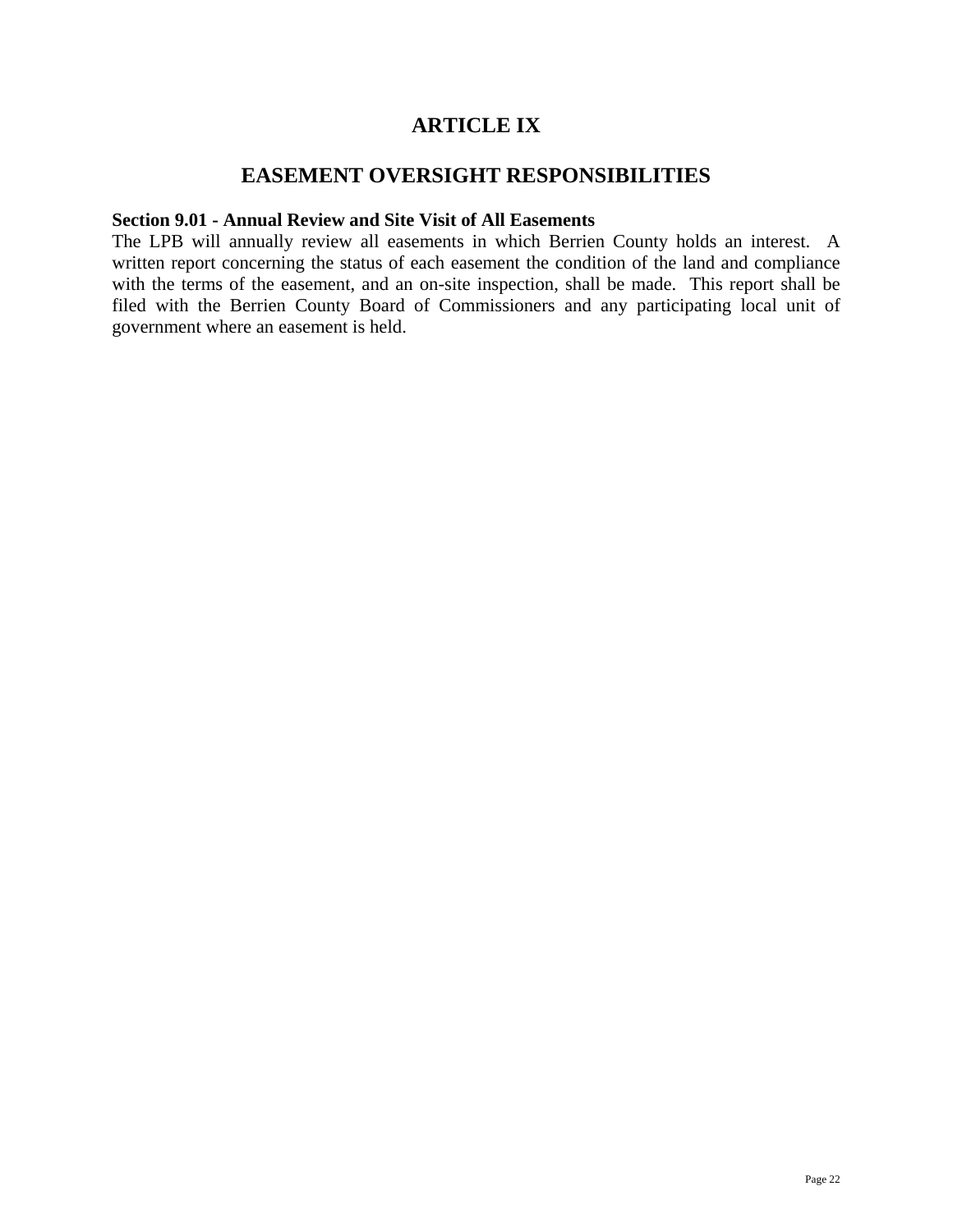# ARTICLE IX

## EASEMENT OVERSIGHT RESPONSIBILITIES

**Section 9.01 - Annual Review and Site Visit of All Easements**

The LPB will annually review all easements in which Berrien County holds an interest. A written report concerning the status of each easement the condition of the land and compliance with the terms of the easement, and an on-site inspection, shall be made. This report shall be filed with the Berrien County Board of Commissioners and any participating local unit of government where an easement is held.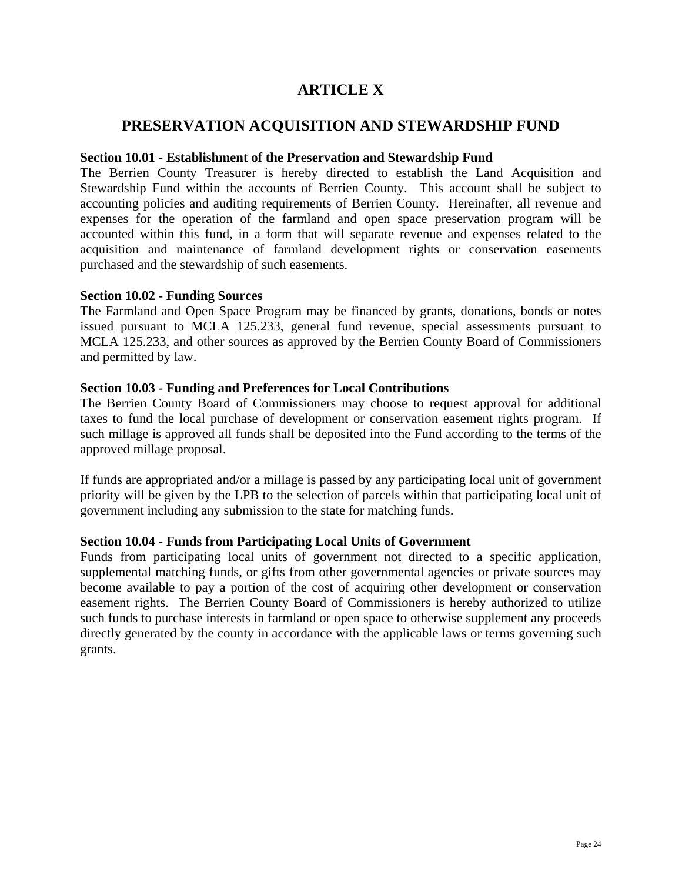# ARTICLE X

## PRESERVATION ACQUISITION AND STEWARDSHIP FUND

**Section 10.01 - Establishment of the Preservation and Stewardship Fund**
The Berrien County Treasurer is hereby directed to establish the Land Acquisition and Stewardship Fund within the accounts of Berrien County. This account shall be subject to accounting policies and auditing requirements of Berrien County. Hereinafter, all revenue and expenses for the operation of the farmland and open space preservation program will be accounted within this fund, in a form that will separate revenue and expenses related to the acquisition and maintenance of farmland development rights or conservation easements purchased and the stewardship of such easements.

**Section 10.02 - Funding Sources**
The Farmland and Open Space Program may be financed by grants, donations, bonds or notes issued pursuant to MCLA 125.233, general fund revenue, special assessments pursuant to MCLA 125.233, and other sources as approved by the Berrien County Board of Commissioners and permitted by law.

**Section 10.03 - Funding and Preferences for Local Contributions**
The Berrien County Board of Commissioners may choose to request approval for additional taxes to fund the local purchase of development or conservation easement rights program. If such millage is approved all funds shall be deposited into the Fund according to the terms of the approved millage proposal.

If funds are appropriated and/or a millage is passed by any participating local unit of government priority will be given by the LPB to the selection of parcels within that participating local unit of government including any submission to the state for matching funds.

**Section 10.04 - Funds from Participating Local Units of Government**
Funds from participating local units of government not directed to a specific application, supplemental matching funds, or gifts from other governmental agencies or private sources may become available to pay a portion of the cost of acquiring other development or conservation easement rights. The Berrien County Board of Commissioners is hereby authorized to utilize such funds to purchase interests in farmland or open space to otherwise supplement any proceeds directly generated by the county in accordance with the applicable laws or terms governing such grants.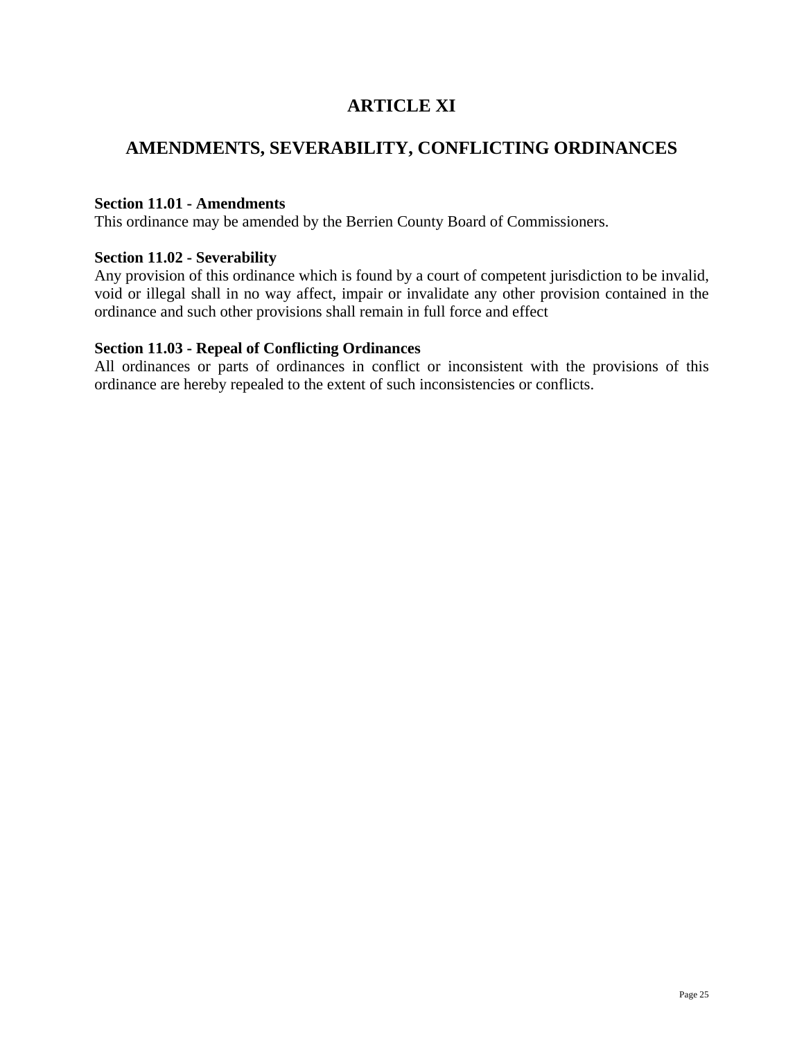# ARTICLE XI

## AMENDMENTS, SEVERABILITY, CONFLICTING ORDINANCES

**Section 11.01 - Amendments**
This ordinance may be amended by the Berrien County Board of Commissioners.

**Section 11.02 - Severability**
Any provision of this ordinance which is found by a court of competent jurisdiction to be invalid, void or illegal shall in no way affect, impair or invalidate any other provision contained in the ordinance and such other provisions shall remain in full force and effect

**Section 11.03 - Repeal of Conflicting Ordinances**
All ordinances or parts of ordinances in conflict or inconsistent with the provisions of this ordinance are hereby repealed to the extent of such inconsistencies or conflicts.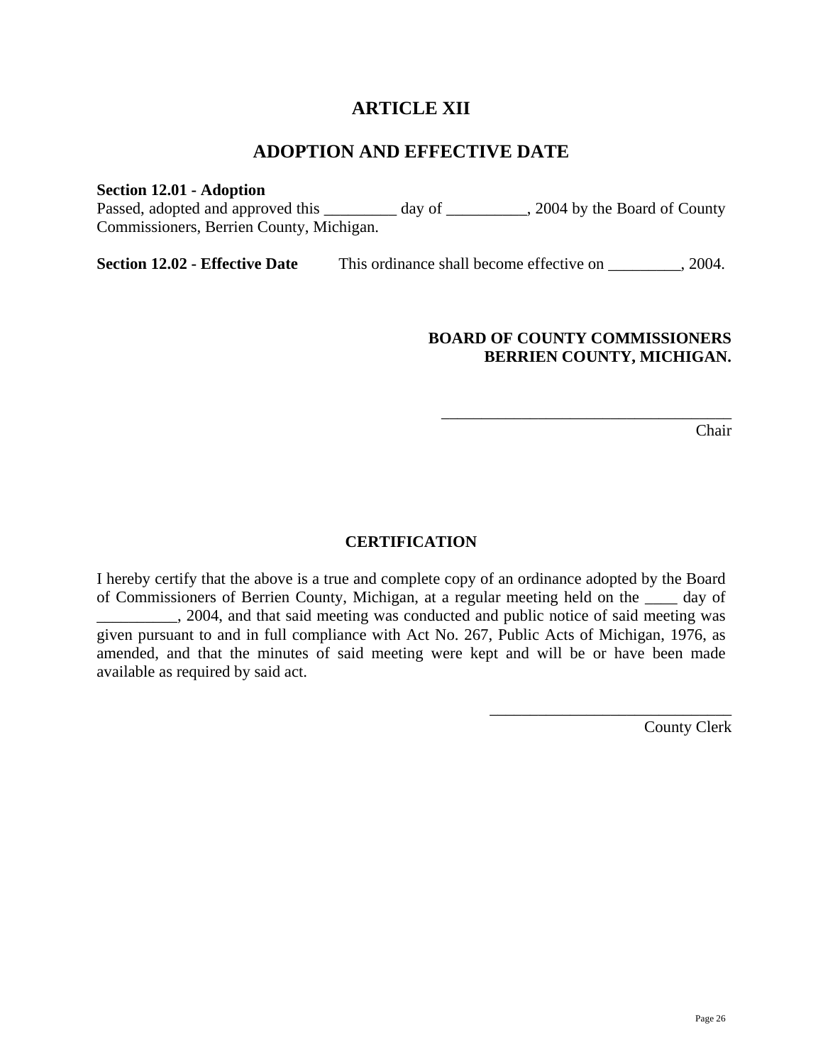# ARTICLE XII

## ADOPTION AND EFFECTIVE DATE

**Section 12.01 - Adoption**
Passed, adopted and approved this _________ day of __________, 2004 by the Board of County Commissioners, Berrien County, Michigan.

**Section 12.02 - Effective Date** This ordinance shall become effective on _________, 2004.

**BOARD OF COUNTY COMMISSIONERS**
**BERRIEN COUNTY, MICHIGAN.**

____________________________________
Chair

### CERTIFICATION

I hereby certify that the above is a true and complete copy of an ordinance adopted by the Board of Commissioners of Berrien County, Michigan, at a regular meeting held on the ____ day of __________, 2004, and that said meeting was conducted and public notice of said meeting was given pursuant to and in full compliance with Act No. 267, Public Acts of Michigan, 1976, as amended, and that the minutes of said meeting were kept and will be or have been made available as required by said act.

______________________________
County Clerk